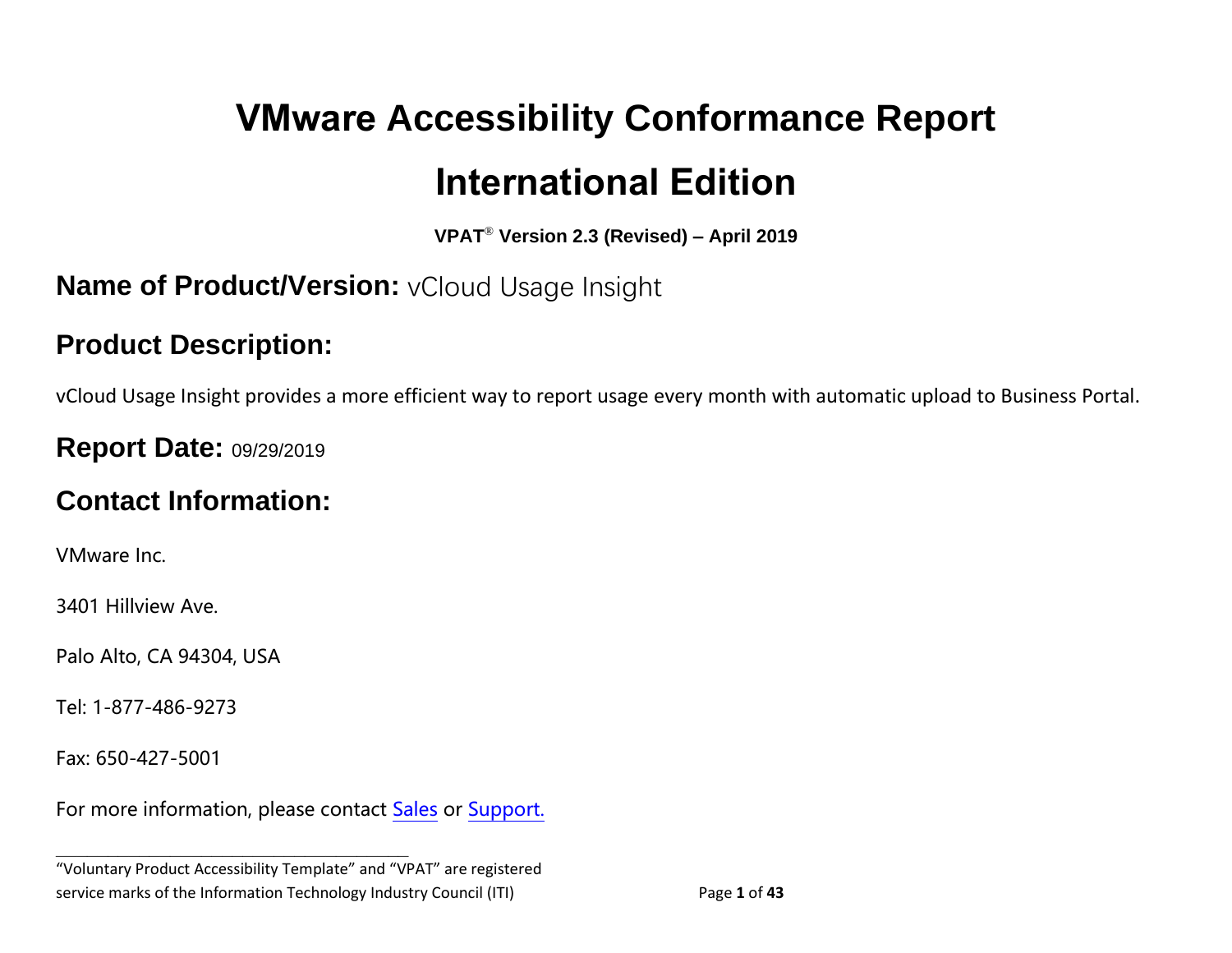# VMware Accessibility Conformance Report

# International Edition

**VPAT® Version 2.3 (Revised) – April 2019**

## Name of Product/Version: vCloud Usage Insight

## Product Description:

vCloud Usage Insight provides a more efficient way to report usage every month with automatic upload to Business Portal.

## Report Date: 09/29/2019

## Contact Information:

VMware Inc.

3401 Hillview Ave.

Palo Alto, CA 94304, USA

Tel: 1-877-486-9273

Fax: 650-427-5001

For more information, please contact Sales or Support.

---

"Voluntary Product Accessibility Template" and "VPAT" are registered service marks of the Information Technology Industry Council (ITI)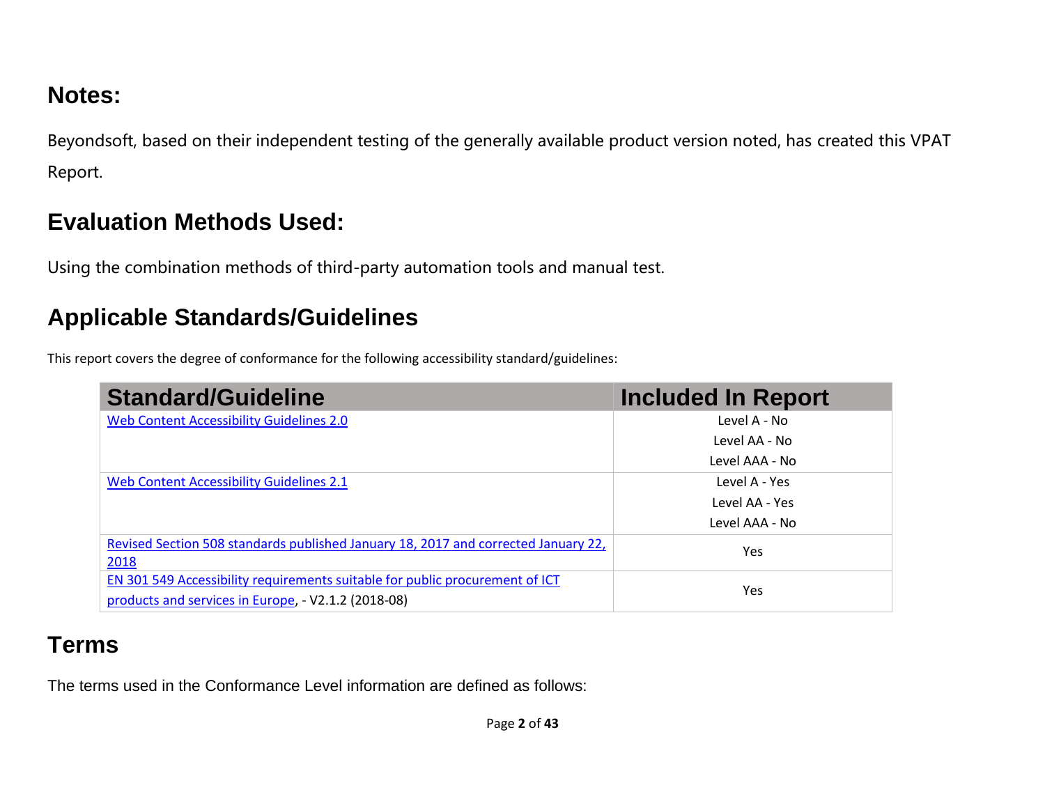## Notes:

Beyondsoft, based on their independent testing of the generally available product version noted, has created this VPAT Report.

## Evaluation Methods Used:

Using the combination methods of third-party automation tools and manual test.

## Applicable Standards/Guidelines

This report covers the degree of conformance for the following accessibility standard/guidelines:

| Standard/Guideline | Included In Report |
|---|---|
| Web Content Accessibility Guidelines 2.0 | Level A - No<br>Level AA - No<br>Level AAA - No |
| Web Content Accessibility Guidelines 2.1 | Level A - Yes<br>Level AA - Yes<br>Level AAA - No |
| Revised Section 508 standards published January 18, 2017 and corrected January 22, 2018 | Yes |
| EN 301 549 Accessibility requirements suitable for public procurement of ICT products and services in Europe, - V2.1.2 (2018-08) | Yes |

## Terms

The terms used in the Conformance Level information are defined as follows: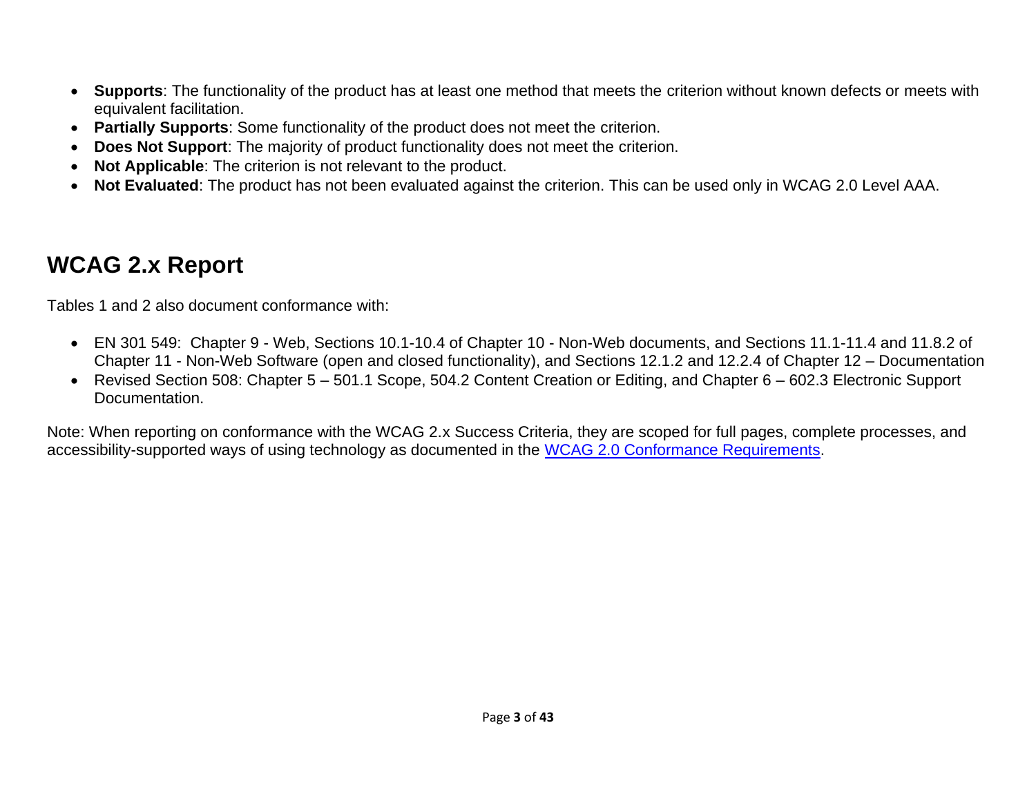- **Supports**: The functionality of the product has at least one method that meets the criterion without known defects or meets with equivalent facilitation.
- **Partially Supports**: Some functionality of the product does not meet the criterion.
- **Does Not Support**: The majority of product functionality does not meet the criterion.
- **Not Applicable**: The criterion is not relevant to the product.
- **Not Evaluated**: The product has not been evaluated against the criterion. This can be used only in WCAG 2.0 Level AAA.

## WCAG 2.x Report

Tables 1 and 2 also document conformance with:

- EN 301 549: Chapter 9 - Web, Sections 10.1-10.4 of Chapter 10 - Non-Web documents, and Sections 11.1-11.4 and 11.8.2 of Chapter 11 - Non-Web Software (open and closed functionality), and Sections 12.1.2 and 12.2.4 of Chapter 12 – Documentation
- Revised Section 508: Chapter 5 – 501.1 Scope, 504.2 Content Creation or Editing, and Chapter 6 – 602.3 Electronic Support Documentation.

Note: When reporting on conformance with the WCAG 2.x Success Criteria, they are scoped for full pages, complete processes, and accessibility-supported ways of using technology as documented in the WCAG 2.0 Conformance Requirements.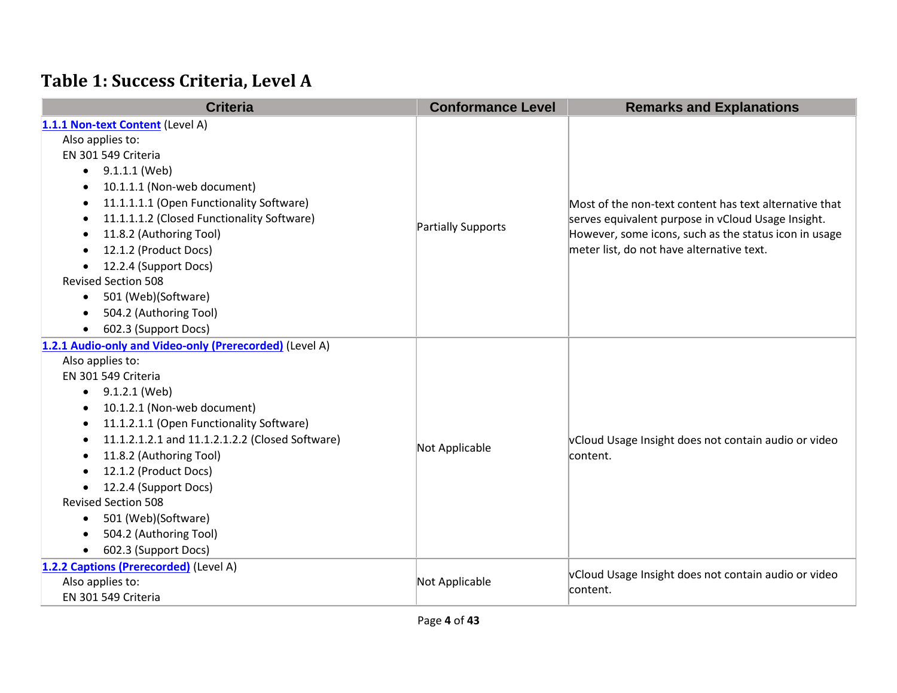## Table 1: Success Criteria, Level A

| Criteria | Conformance Level | Remarks and Explanations |
| --- | --- | --- |
| **1.1.1 Non-text Content** (Level A)<br>Also applies to:<br>EN 301 549 Criteria<br>• 9.1.1.1 (Web)<br>• 10.1.1.1 (Non-web document)<br>• 11.1.1.1.1 (Open Functionality Software)<br>• 11.1.1.1.2 (Closed Functionality Software)<br>• 11.8.2 (Authoring Tool)<br>• 12.1.2 (Product Docs)<br>• 12.2.4 (Support Docs)<br>Revised Section 508<br>• 501 (Web)(Software)<br>• 504.2 (Authoring Tool)<br>• 602.3 (Support Docs) | Partially Supports | Most of the non-text content has text alternative that serves equivalent purpose in vCloud Usage Insight. However, some icons, such as the status icon in usage meter list, do not have alternative text. |
| **1.2.1 Audio-only and Video-only (Prerecorded)** (Level A)<br>Also applies to:<br>EN 301 549 Criteria<br>• 9.1.2.1 (Web)<br>• 10.1.2.1 (Non-web document)<br>• 11.1.2.1.1 (Open Functionality Software)<br>• 11.1.2.1.2.1 and 11.1.2.1.2.2 (Closed Software)<br>• 11.8.2 (Authoring Tool)<br>• 12.1.2 (Product Docs)<br>• 12.2.4 (Support Docs)<br>Revised Section 508<br>• 501 (Web)(Software)<br>• 504.2 (Authoring Tool)<br>• 602.3 (Support Docs) | Not Applicable | vCloud Usage Insight does not contain audio or video content. |
| **1.2.2 Captions (Prerecorded)** (Level A)<br>Also applies to:<br>EN 301 549 Criteria | Not Applicable | vCloud Usage Insight does not contain audio or video content. |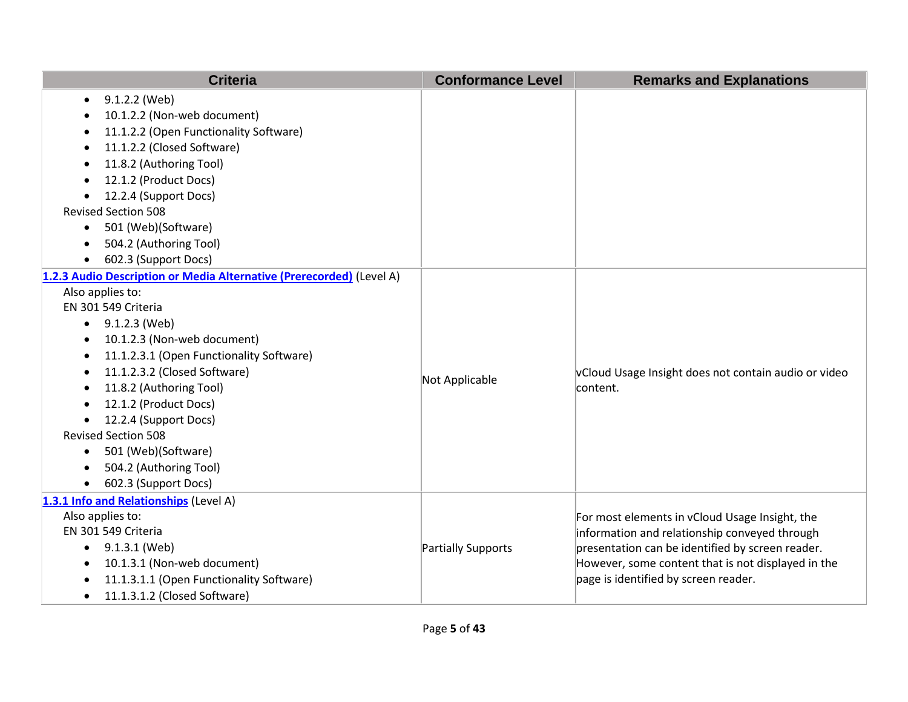| Criteria | Conformance Level | Remarks and Explanations |
|---|---|---|
| <ul><li>9.1.2.2 (Web)</li><li>10.1.2.2 (Non-web document)</li><li>11.1.2.2 (Open Functionality Software)</li><li>11.1.2.2 (Closed Software)</li><li>11.8.2 (Authoring Tool)</li><li>12.1.2 (Product Docs)</li><li>12.2.4 (Support Docs)</li></ul>Revised Section 508<ul><li>501 (Web)(Software)</li><li>504.2 (Authoring Tool)</li><li>602.3 (Support Docs)</li></ul> | | |
| **[1.2.3 Audio Description or Media Alternative (Prerecorded)]** (Level A)<br>Also applies to:<br>EN 301 549 Criteria<ul><li>9.1.2.3 (Web)</li><li>10.1.2.3 (Non-web document)</li><li>11.1.2.3.1 (Open Functionality Software)</li><li>11.1.2.3.2 (Closed Software)</li><li>11.8.2 (Authoring Tool)</li><li>12.1.2 (Product Docs)</li><li>12.2.4 (Support Docs)</li></ul>Revised Section 508<ul><li>501 (Web)(Software)</li><li>504.2 (Authoring Tool)</li><li>602.3 (Support Docs)</li></ul> | Not Applicable | vCloud Usage Insight does not contain audio or video content. |
| **[1.3.1 Info and Relationships]** (Level A)<br>Also applies to:<br>EN 301 549 Criteria<ul><li>9.1.3.1 (Web)</li><li>10.1.3.1 (Non-web document)</li><li>11.1.3.1.1 (Open Functionality Software)</li><li>11.1.3.1.2 (Closed Software)</li></ul> | Partially Supports | For most elements in vCloud Usage Insight, the information and relationship conveyed through presentation can be identified by screen reader. However, some content that is not displayed in the page is identified by screen reader. |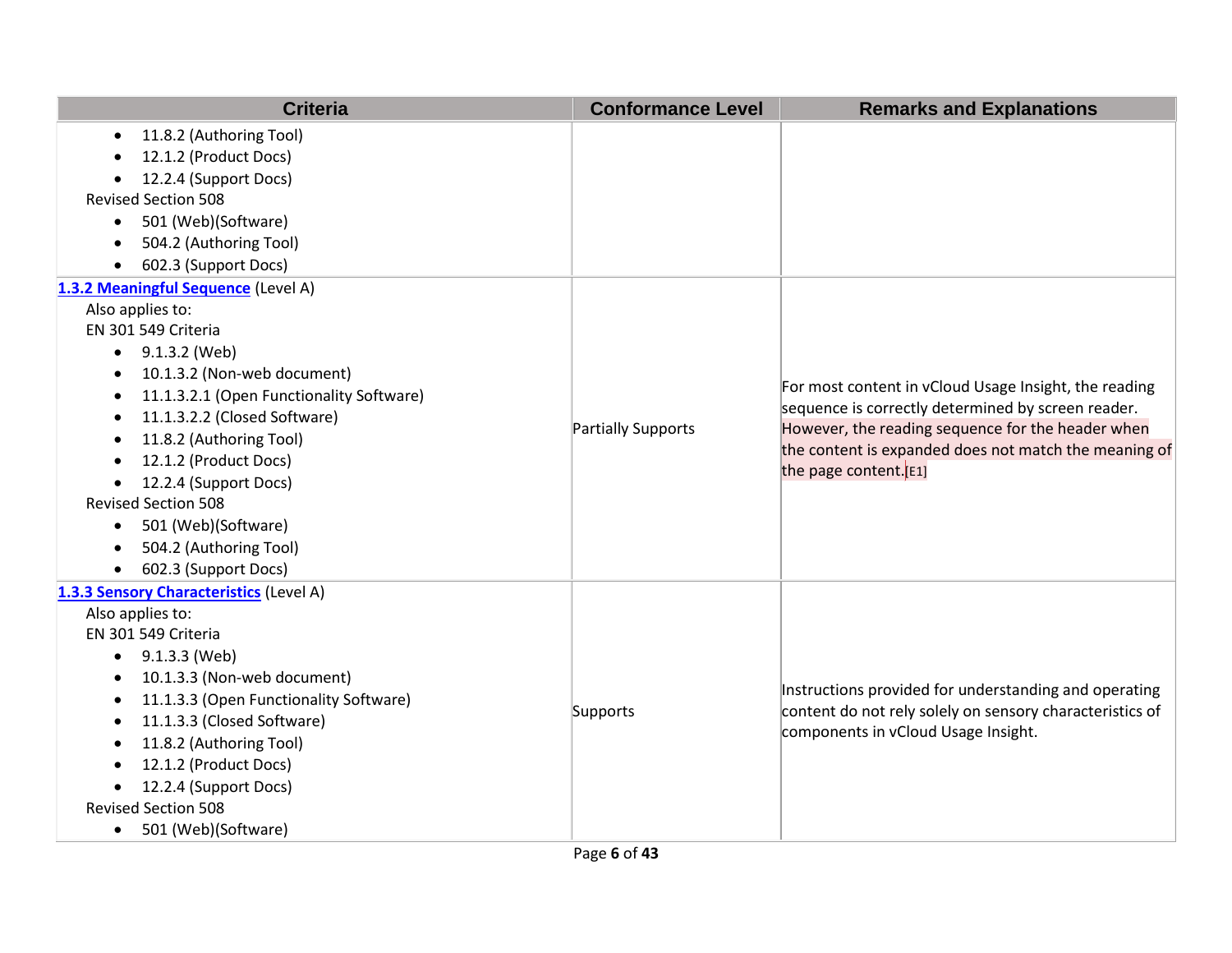| Criteria | Conformance Level | Remarks and Explanations |
|---|---|---|
| • 11.8.2 (Authoring Tool)<br>• 12.1.2 (Product Docs)<br>• 12.2.4 (Support Docs)<br>Revised Section 508<br>• 501 (Web)(Software)<br>• 504.2 (Authoring Tool)<br>• 602.3 (Support Docs) | | |
| **[1.3.2 Meaningful Sequence](#)** (Level A)<br>Also applies to:<br>EN 301 549 Criteria<br>• 9.1.3.2 (Web)<br>• 10.1.3.2 (Non-web document)<br>• 11.1.3.2.1 (Open Functionality Software)<br>• 11.1.3.2.2 (Closed Software)<br>• 11.8.2 (Authoring Tool)<br>• 12.1.2 (Product Docs)<br>• 12.2.4 (Support Docs)<br>Revised Section 508<br>• 501 (Web)(Software)<br>• 504.2 (Authoring Tool)<br>• 602.3 (Support Docs) | Partially Supports | For most content in vCloud Usage Insight, the reading sequence is correctly determined by screen reader. However, the reading sequence for the header when the content is expanded does not match the meaning of the page content.[E1] |
| **[1.3.3 Sensory Characteristics](#)** (Level A)<br>Also applies to:<br>EN 301 549 Criteria<br>• 9.1.3.3 (Web)<br>• 10.1.3.3 (Non-web document)<br>• 11.1.3.3 (Open Functionality Software)<br>• 11.1.3.3 (Closed Software)<br>• 11.8.2 (Authoring Tool)<br>• 12.1.2 (Product Docs)<br>• 12.2.4 (Support Docs)<br>Revised Section 508<br>• 501 (Web)(Software) | Supports | Instructions provided for understanding and operating content do not rely solely on sensory characteristics of components in vCloud Usage Insight. |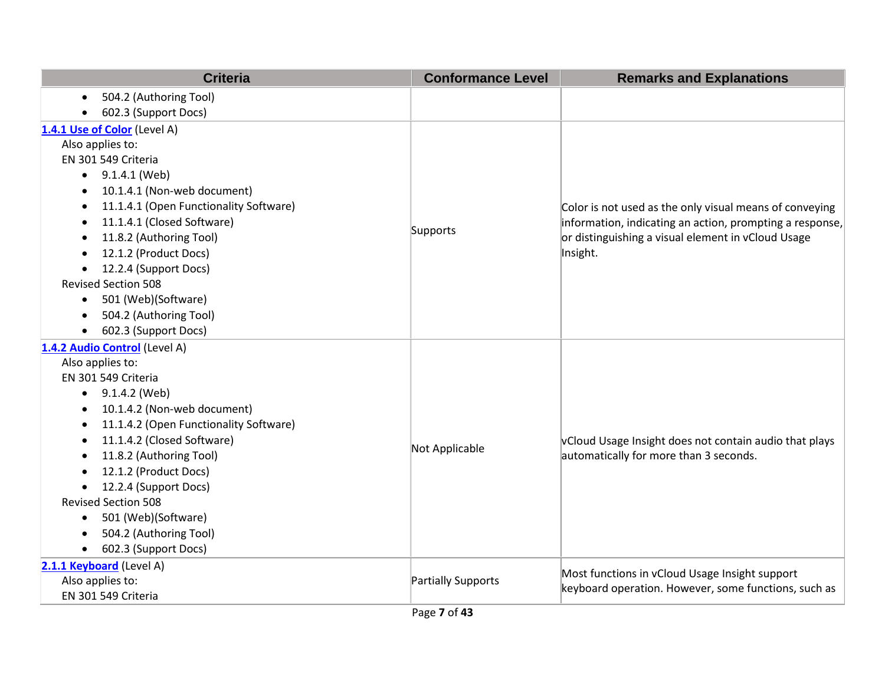| Criteria | Conformance Level | Remarks and Explanations |
| --- | --- | --- |
| • 504.2 (Authoring Tool)<br>• 602.3 (Support Docs) | | |
| [1.4.1 Use of Color](#) (Level A)<br>Also applies to:<br>EN 301 549 Criteria<br>• 9.1.4.1 (Web)<br>• 10.1.4.1 (Non-web document)<br>• 11.1.4.1 (Open Functionality Software)<br>• 11.1.4.1 (Closed Software)<br>• 11.8.2 (Authoring Tool)<br>• 12.1.2 (Product Docs)<br>• 12.2.4 (Support Docs)<br>Revised Section 508<br>• 501 (Web)(Software)<br>• 504.2 (Authoring Tool)<br>• 602.3 (Support Docs) | Supports | Color is not used as the only visual means of conveying information, indicating an action, prompting a response, or distinguishing a visual element in vCloud Usage Insight. |
| [1.4.2 Audio Control](#) (Level A)<br>Also applies to:<br>EN 301 549 Criteria<br>• 9.1.4.2 (Web)<br>• 10.1.4.2 (Non-web document)<br>• 11.1.4.2 (Open Functionality Software)<br>• 11.1.4.2 (Closed Software)<br>• 11.8.2 (Authoring Tool)<br>• 12.1.2 (Product Docs)<br>• 12.2.4 (Support Docs)<br>Revised Section 508<br>• 501 (Web)(Software)<br>• 504.2 (Authoring Tool)<br>• 602.3 (Support Docs) | Not Applicable | vCloud Usage Insight does not contain audio that plays automatically for more than 3 seconds. |
| [2.1.1 Keyboard](#) (Level A)<br>Also applies to:<br>EN 301 549 Criteria | Partially Supports | Most functions in vCloud Usage Insight support keyboard operation. However, some functions, such as |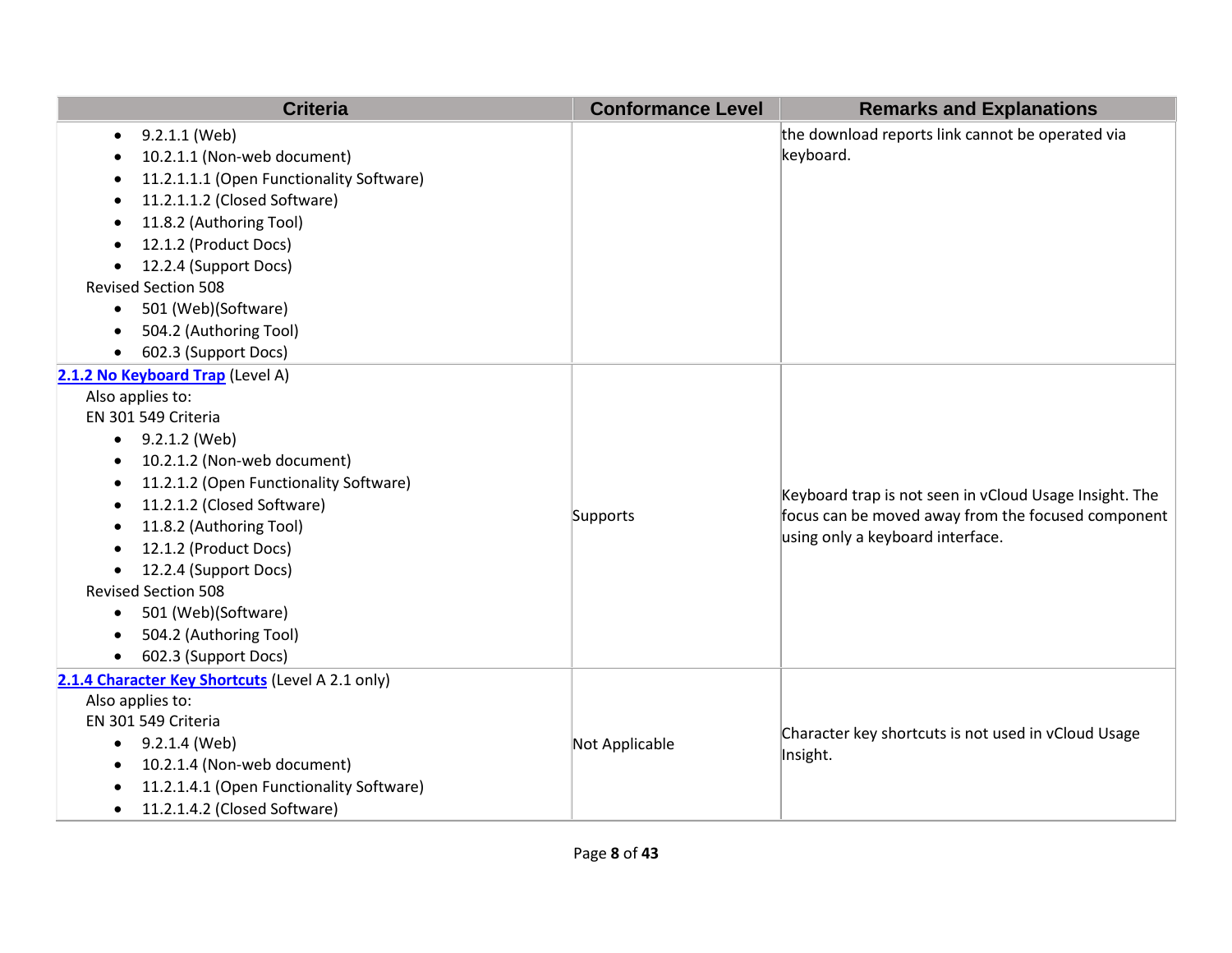| Criteria | Conformance Level | Remarks and Explanations |
|---|---|---|
| <ul><li>9.2.1.1 (Web)</li><li>10.2.1.1 (Non-web document)</li><li>11.2.1.1.1 (Open Functionality Software)</li><li>11.2.1.1.2 (Closed Software)</li><li>11.8.2 (Authoring Tool)</li><li>12.1.2 (Product Docs)</li><li>12.2.4 (Support Docs)</li></ul>Revised Section 508<ul><li>501 (Web)(Software)</li><li>504.2 (Authoring Tool)</li><li>602.3 (Support Docs)</li></ul> | | the download reports link cannot be operated via keyboard. |
| **2.1.2 No Keyboard Trap** (Level A)<br>Also applies to:<br>EN 301 549 Criteria<ul><li>9.2.1.2 (Web)</li><li>10.2.1.2 (Non-web document)</li><li>11.2.1.2 (Open Functionality Software)</li><li>11.2.1.2 (Closed Software)</li><li>11.8.2 (Authoring Tool)</li><li>12.1.2 (Product Docs)</li><li>12.2.4 (Support Docs)</li></ul>Revised Section 508<ul><li>501 (Web)(Software)</li><li>504.2 (Authoring Tool)</li><li>602.3 (Support Docs)</li></ul> | Supports | Keyboard trap is not seen in vCloud Usage Insight. The focus can be moved away from the focused component using only a keyboard interface. |
| **2.1.4 Character Key Shortcuts** (Level A 2.1 only)<br>Also applies to:<br>EN 301 549 Criteria<ul><li>9.2.1.4 (Web)</li><li>10.2.1.4 (Non-web document)</li><li>11.2.1.4.1 (Open Functionality Software)</li><li>11.2.1.4.2 (Closed Software)</li></ul> | Not Applicable | Character key shortcuts is not used in vCloud Usage Insight. |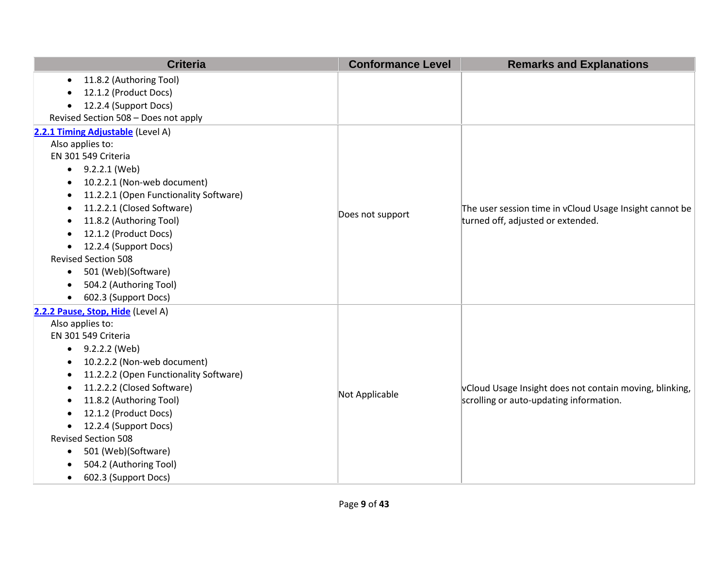| Criteria | Conformance Level | Remarks and Explanations |
|---|---|---|
| • 11.8.2 (Authoring Tool)<br>• 12.1.2 (Product Docs)<br>• 12.2.4 (Support Docs)<br>Revised Section 508 – Does not apply | | |
| **2.2.1 Timing Adjustable** (Level A)<br>Also applies to:<br>EN 301 549 Criteria<br>• 9.2.2.1 (Web)<br>• 10.2.2.1 (Non-web document)<br>• 11.2.2.1 (Open Functionality Software)<br>• 11.2.2.1 (Closed Software)<br>• 11.8.2 (Authoring Tool)<br>• 12.1.2 (Product Docs)<br>• 12.2.4 (Support Docs)<br>Revised Section 508<br>• 501 (Web)(Software)<br>• 504.2 (Authoring Tool)<br>• 602.3 (Support Docs) | Does not support | The user session time in vCloud Usage Insight cannot be turned off, adjusted or extended. |
| **2.2.2 Pause, Stop, Hide** (Level A)<br>Also applies to:<br>EN 301 549 Criteria<br>• 9.2.2.2 (Web)<br>• 10.2.2.2 (Non-web document)<br>• 11.2.2.2 (Open Functionality Software)<br>• 11.2.2.2 (Closed Software)<br>• 11.8.2 (Authoring Tool)<br>• 12.1.2 (Product Docs)<br>• 12.2.4 (Support Docs)<br>Revised Section 508<br>• 501 (Web)(Software)<br>• 504.2 (Authoring Tool)<br>• 602.3 (Support Docs) | Not Applicable | vCloud Usage Insight does not contain moving, blinking, scrolling or auto-updating information. |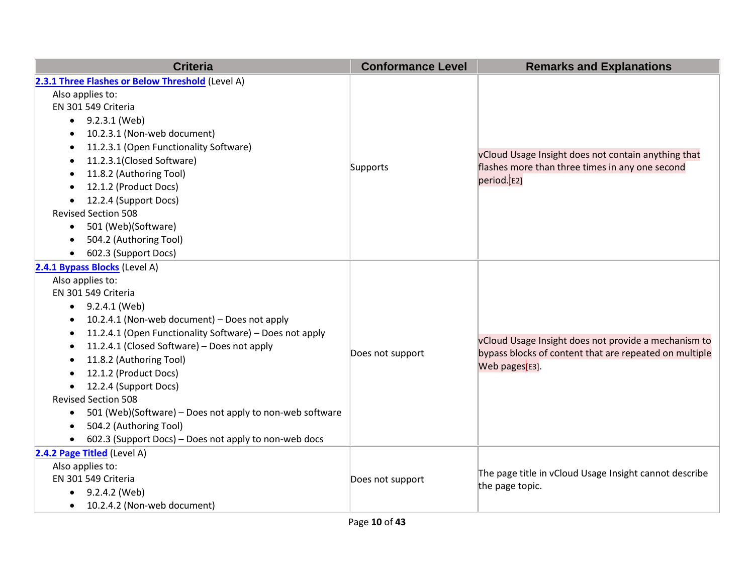| Criteria | Conformance Level | Remarks and Explanations |
|---|---|---|
| **2.3.1 Three Flashes or Below Threshold** (Level A)<br>Also applies to:<br>EN 301 549 Criteria<br>• 9.2.3.1 (Web)<br>• 10.2.3.1 (Non-web document)<br>• 11.2.3.1 (Open Functionality Software)<br>• 11.2.3.1(Closed Software)<br>• 11.8.2 (Authoring Tool)<br>• 12.1.2 (Product Docs)<br>• 12.2.4 (Support Docs)<br>Revised Section 508<br>• 501 (Web)(Software)<br>• 504.2 (Authoring Tool)<br>• 602.3 (Support Docs) | Supports | vCloud Usage Insight does not contain anything that flashes more than three times in any one second period.[E2] |
| **2.4.1 Bypass Blocks** (Level A)<br>Also applies to:<br>EN 301 549 Criteria<br>• 9.2.4.1 (Web)<br>• 10.2.4.1 (Non-web document) – Does not apply<br>• 11.2.4.1 (Open Functionality Software) – Does not apply<br>• 11.2.4.1 (Closed Software) – Does not apply<br>• 11.8.2 (Authoring Tool)<br>• 12.1.2 (Product Docs)<br>• 12.2.4 (Support Docs)<br>Revised Section 508<br>• 501 (Web)(Software) – Does not apply to non-web software<br>• 504.2 (Authoring Tool)<br>• 602.3 (Support Docs) – Does not apply to non-web docs | Does not support | vCloud Usage Insight does not provide a mechanism to bypass blocks of content that are repeated on multiple Web pages[E3]. |
| **2.4.2 Page Titled** (Level A)<br>Also applies to:<br>EN 301 549 Criteria<br>• 9.2.4.2 (Web)<br>• 10.2.4.2 (Non-web document) | Does not support | The page title in vCloud Usage Insight cannot describe the page topic. |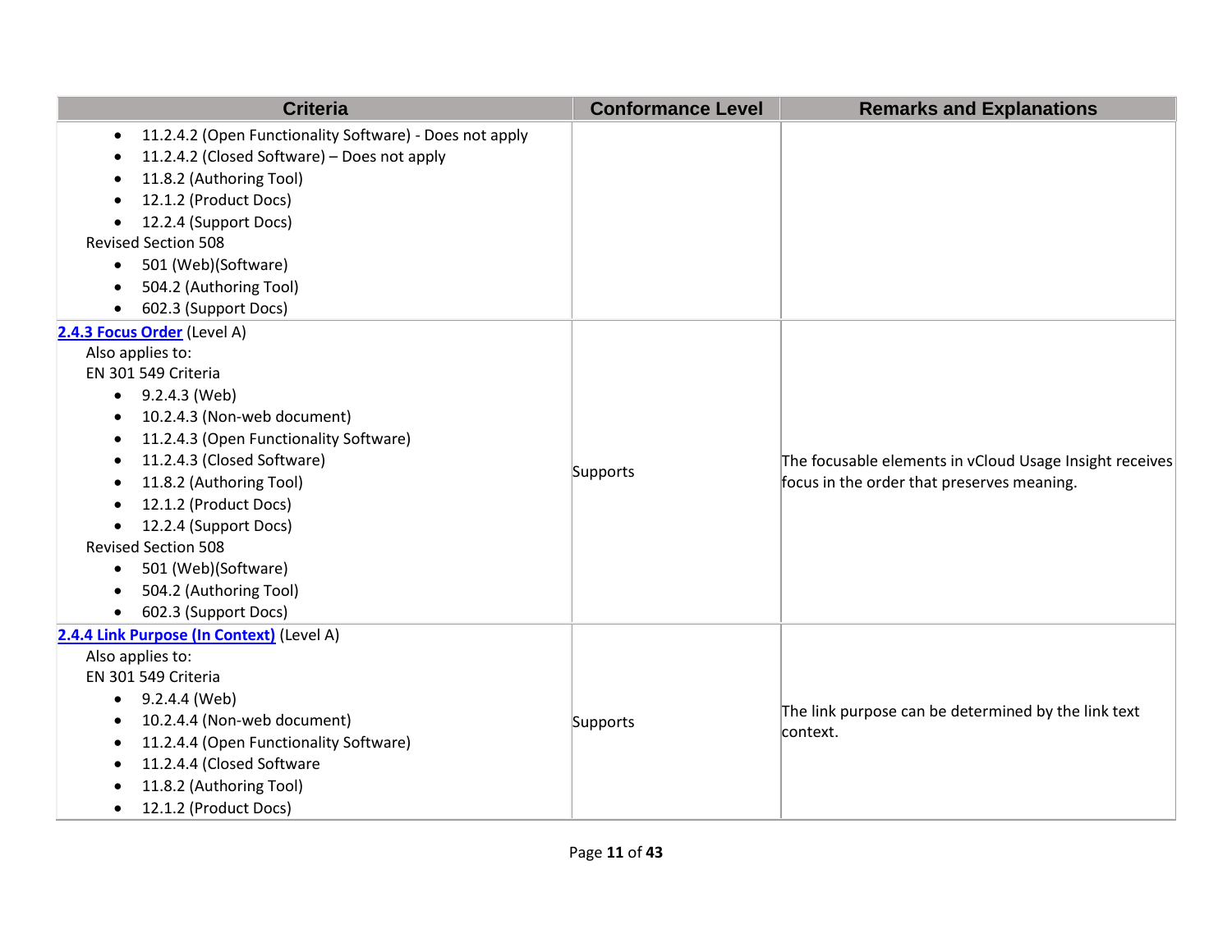| Criteria | Conformance Level | Remarks and Explanations |
|---|---|---|
| • 11.2.4.2 (Open Functionality Software) - Does not apply<br>• 11.2.4.2 (Closed Software) – Does not apply<br>• 11.8.2 (Authoring Tool)<br>• 12.1.2 (Product Docs)<br>• 12.2.4 (Support Docs)<br>Revised Section 508<br>• 501 (Web)(Software)<br>• 504.2 (Authoring Tool)<br>• 602.3 (Support Docs) | | |
| **2.4.3 Focus Order** (Level A)<br>Also applies to:<br>EN 301 549 Criteria<br>• 9.2.4.3 (Web)<br>• 10.2.4.3 (Non-web document)<br>• 11.2.4.3 (Open Functionality Software)<br>• 11.2.4.3 (Closed Software)<br>• 11.8.2 (Authoring Tool)<br>• 12.1.2 (Product Docs)<br>• 12.2.4 (Support Docs)<br>Revised Section 508<br>• 501 (Web)(Software)<br>• 504.2 (Authoring Tool)<br>• 602.3 (Support Docs) | Supports | The focusable elements in vCloud Usage Insight receives focus in the order that preserves meaning. |
| **2.4.4 Link Purpose (In Context)** (Level A)<br>Also applies to:<br>EN 301 549 Criteria<br>• 9.2.4.4 (Web)<br>• 10.2.4.4 (Non-web document)<br>• 11.2.4.4 (Open Functionality Software)<br>• 11.2.4.4 (Closed Software<br>• 11.8.2 (Authoring Tool)<br>• 12.1.2 (Product Docs) | Supports | The link purpose can be determined by the link text context. |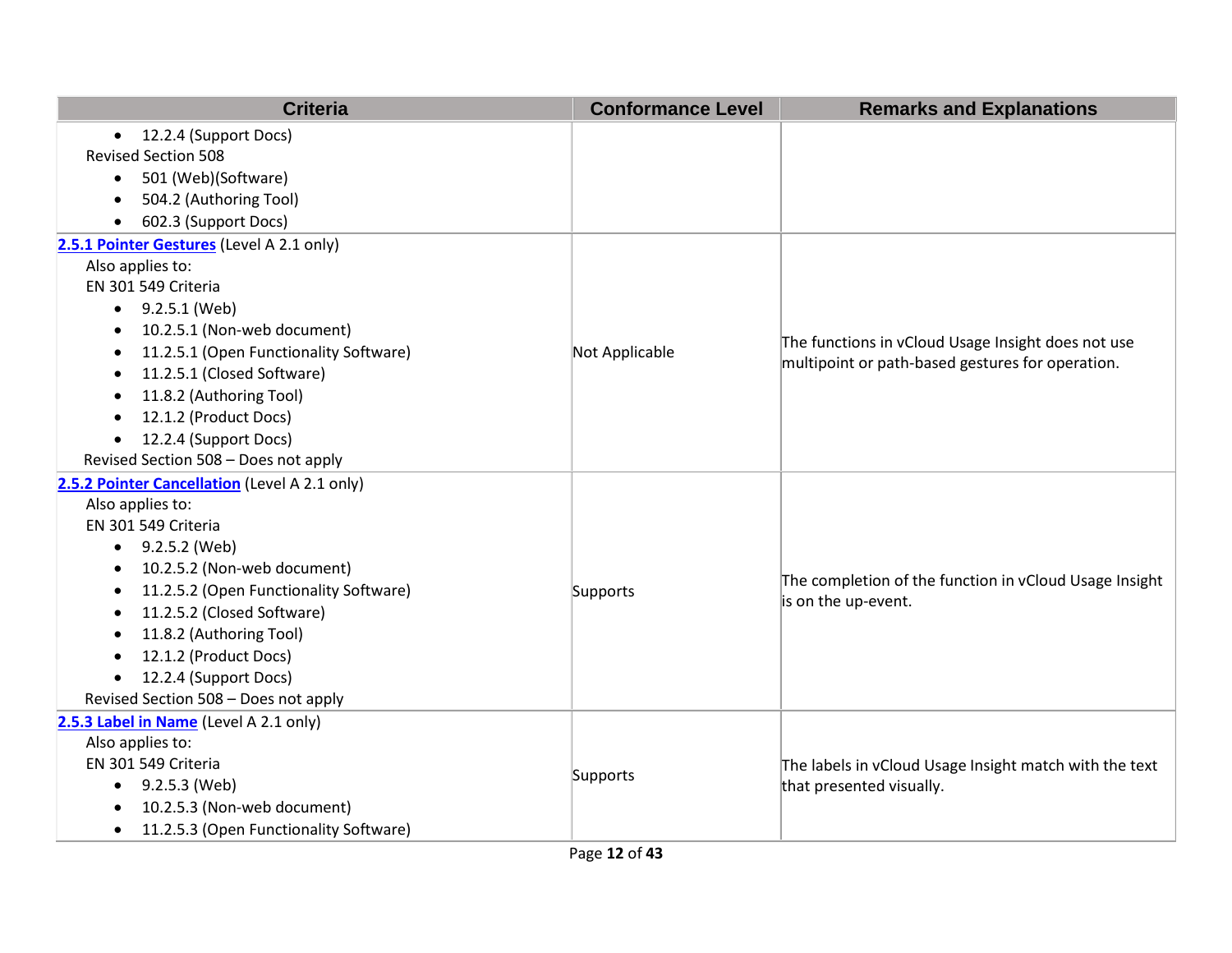| Criteria | Conformance Level | Remarks and Explanations |
|---|---|---|
| • 12.2.4 (Support Docs)<br>Revised Section 508<br>• 501 (Web)(Software)<br>• 504.2 (Authoring Tool)<br>• 602.3 (Support Docs) | | |
| **[2.5.1 Pointer Gestures]()** (Level A 2.1 only)<br>Also applies to:<br>EN 301 549 Criteria<br>• 9.2.5.1 (Web)<br>• 10.2.5.1 (Non-web document)<br>• 11.2.5.1 (Open Functionality Software)<br>• 11.2.5.1 (Closed Software)<br>• 11.8.2 (Authoring Tool)<br>• 12.1.2 (Product Docs)<br>• 12.2.4 (Support Docs)<br>Revised Section 508 – Does not apply | Not Applicable | The functions in vCloud Usage Insight does not use multipoint or path-based gestures for operation. |
| **[2.5.2 Pointer Cancellation]()** (Level A 2.1 only)<br>Also applies to:<br>EN 301 549 Criteria<br>• 9.2.5.2 (Web)<br>• 10.2.5.2 (Non-web document)<br>• 11.2.5.2 (Open Functionality Software)<br>• 11.2.5.2 (Closed Software)<br>• 11.8.2 (Authoring Tool)<br>• 12.1.2 (Product Docs)<br>• 12.2.4 (Support Docs)<br>Revised Section 508 – Does not apply | Supports | The completion of the function in vCloud Usage Insight is on the up-event. |
| **[2.5.3 Label in Name]()** (Level A 2.1 only)<br>Also applies to:<br>EN 301 549 Criteria<br>• 9.2.5.3 (Web)<br>• 10.2.5.3 (Non-web document)<br>• 11.2.5.3 (Open Functionality Software) | Supports | The labels in vCloud Usage Insight match with the text that presented visually. |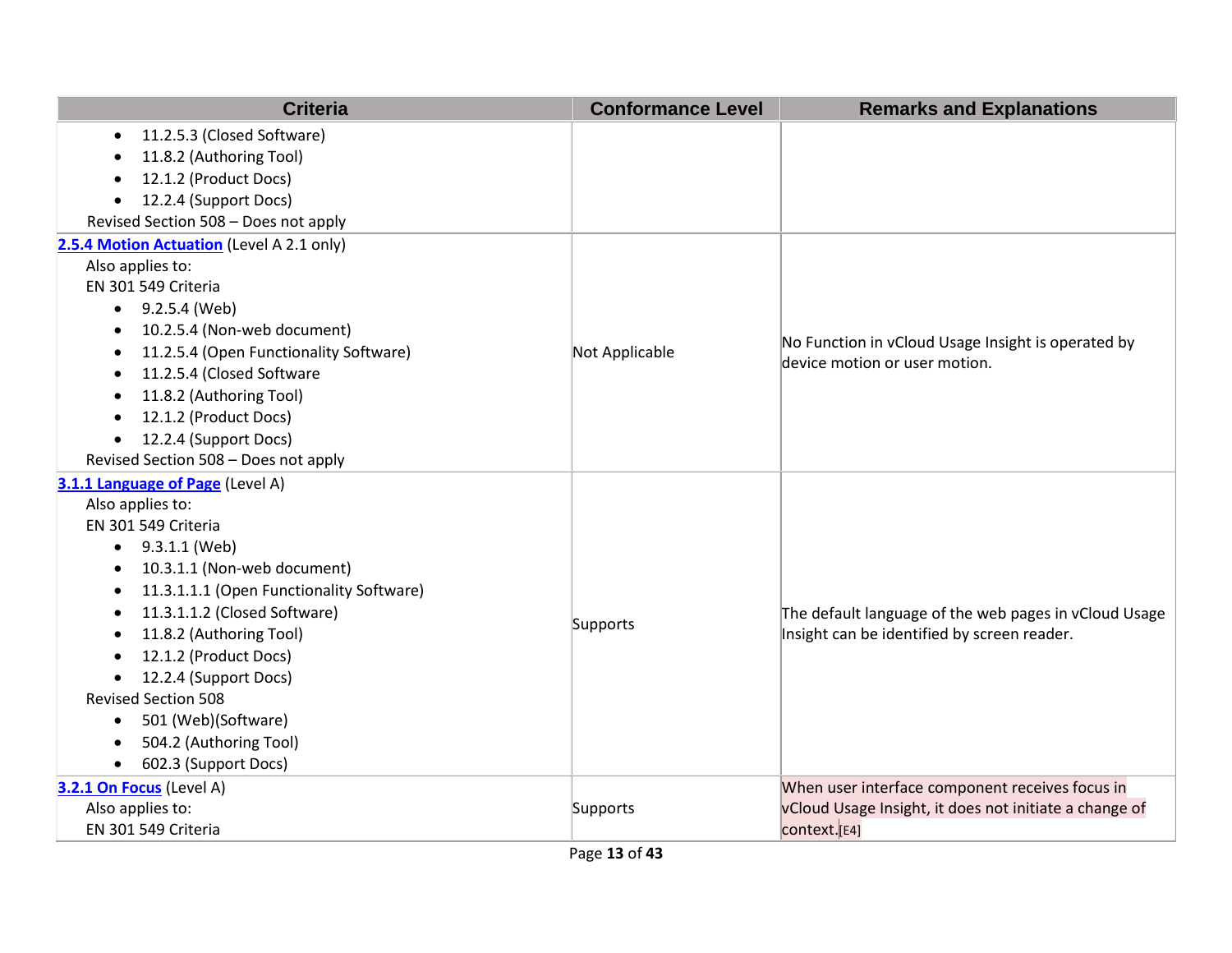| Criteria | Conformance Level | Remarks and Explanations |
|---|---|---|
| • 11.2.5.3 (Closed Software)<br>• 11.8.2 (Authoring Tool)<br>• 12.1.2 (Product Docs)<br>• 12.2.4 (Support Docs)<br>Revised Section 508 – Does not apply | | |
| **2.5.4 Motion Actuation** (Level A 2.1 only)<br>Also applies to:<br>EN 301 549 Criteria<br>• 9.2.5.4 (Web)<br>• 10.2.5.4 (Non-web document)<br>• 11.2.5.4 (Open Functionality Software)<br>• 11.2.5.4 (Closed Software<br>• 11.8.2 (Authoring Tool)<br>• 12.1.2 (Product Docs)<br>• 12.2.4 (Support Docs)<br>Revised Section 508 – Does not apply | Not Applicable | No Function in vCloud Usage Insight is operated by device motion or user motion. |
| **3.1.1 Language of Page** (Level A)<br>Also applies to:<br>EN 301 549 Criteria<br>• 9.3.1.1 (Web)<br>• 10.3.1.1 (Non-web document)<br>• 11.3.1.1.1 (Open Functionality Software)<br>• 11.3.1.1.2 (Closed Software)<br>• 11.8.2 (Authoring Tool)<br>• 12.1.2 (Product Docs)<br>• 12.2.4 (Support Docs)<br>Revised Section 508<br>• 501 (Web)(Software)<br>• 504.2 (Authoring Tool)<br>• 602.3 (Support Docs) | Supports | The default language of the web pages in vCloud Usage Insight can be identified by screen reader. |
| **3.2.1 On Focus** (Level A)<br>Also applies to:<br>EN 301 549 Criteria | Supports | When user interface component receives focus in vCloud Usage Insight, it does not initiate a change of context.[E4] |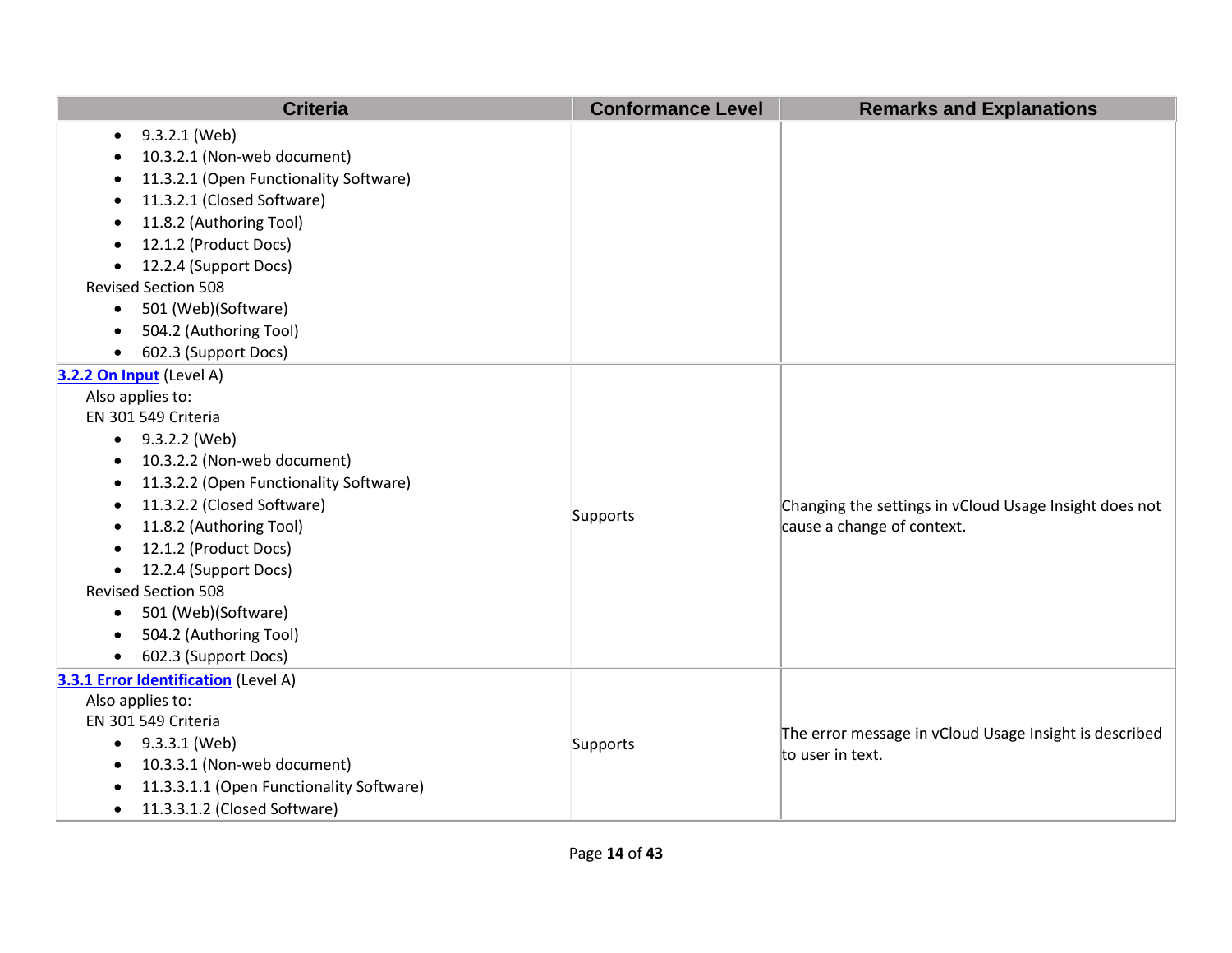| Criteria | Conformance Level | Remarks and Explanations |
|---|---|---|
| <ul><li>9.3.2.1 (Web)</li><li>10.3.2.1 (Non-web document)</li><li>11.3.2.1 (Open Functionality Software)</li><li>11.3.2.1 (Closed Software)</li><li>11.8.2 (Authoring Tool)</li><li>12.1.2 (Product Docs)</li><li>12.2.4 (Support Docs)</li></ul>Revised Section 508<ul><li>501 (Web)(Software)</li><li>504.2 (Authoring Tool)</li><li>602.3 (Support Docs)</li></ul> | | |
| **[3.2.2 On Input]** (Level A)<br>Also applies to:<br>EN 301 549 Criteria<ul><li>9.3.2.2 (Web)</li><li>10.3.2.2 (Non-web document)</li><li>11.3.2.2 (Open Functionality Software)</li><li>11.3.2.2 (Closed Software)</li><li>11.8.2 (Authoring Tool)</li><li>12.1.2 (Product Docs)</li><li>12.2.4 (Support Docs)</li></ul>Revised Section 508<ul><li>501 (Web)(Software)</li><li>504.2 (Authoring Tool)</li><li>602.3 (Support Docs)</li></ul> | Supports | Changing the settings in vCloud Usage Insight does not cause a change of context. |
| **[3.3.1 Error Identification]** (Level A)<br>Also applies to:<br>EN 301 549 Criteria<ul><li>9.3.3.1 (Web)</li><li>10.3.3.1 (Non-web document)</li><li>11.3.3.1.1 (Open Functionality Software)</li><li>11.3.3.1.2 (Closed Software)</li></ul> | Supports | The error message in vCloud Usage Insight is described to user in text. |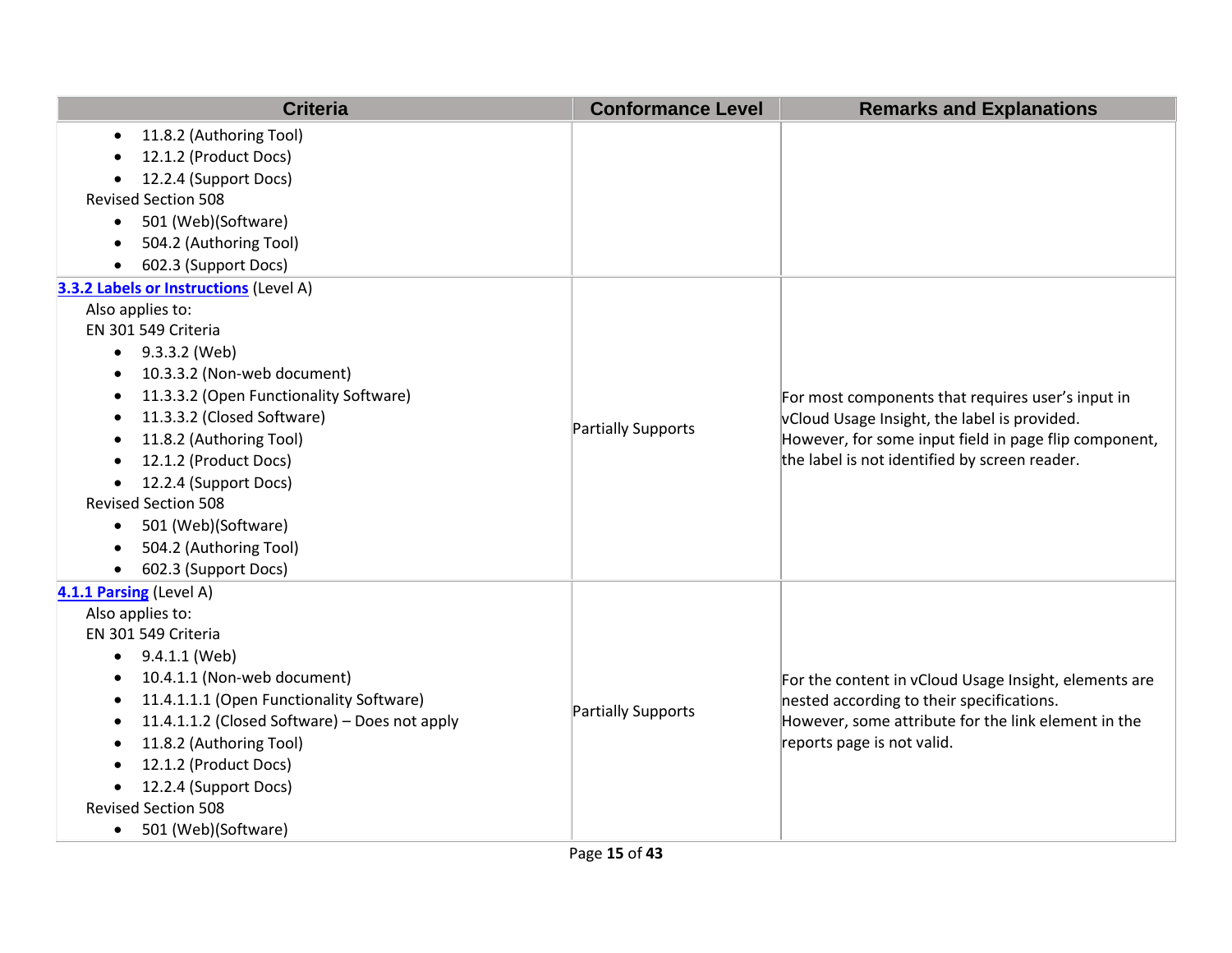| Criteria | Conformance Level | Remarks and Explanations |
|---|---|---|
| • 11.8.2 (Authoring Tool)<br>• 12.1.2 (Product Docs)<br>• 12.2.4 (Support Docs)<br>Revised Section 508<br>• 501 (Web)(Software)<br>• 504.2 (Authoring Tool)<br>• 602.3 (Support Docs) | | |
| **[3.3.2 Labels or Instructions]()** (Level A)<br>Also applies to:<br>EN 301 549 Criteria<br>• 9.3.3.2 (Web)<br>• 10.3.3.2 (Non-web document)<br>• 11.3.3.2 (Open Functionality Software)<br>• 11.3.3.2 (Closed Software)<br>• 11.8.2 (Authoring Tool)<br>• 12.1.2 (Product Docs)<br>• 12.2.4 (Support Docs)<br>Revised Section 508<br>• 501 (Web)(Software)<br>• 504.2 (Authoring Tool)<br>• 602.3 (Support Docs) | Partially Supports | For most components that requires user's input in vCloud Usage Insight, the label is provided.<br>However, for some input field in page flip component, the label is not identified by screen reader. |
| **[4.1.1 Parsing]()** (Level A)<br>Also applies to:<br>EN 301 549 Criteria<br>• 9.4.1.1 (Web)<br>• 10.4.1.1 (Non-web document)<br>• 11.4.1.1.1 (Open Functionality Software)<br>• 11.4.1.1.2 (Closed Software) – Does not apply<br>• 11.8.2 (Authoring Tool)<br>• 12.1.2 (Product Docs)<br>• 12.2.4 (Support Docs)<br>Revised Section 508<br>• 501 (Web)(Software) | Partially Supports | For the content in vCloud Usage Insight, elements are nested according to their specifications.<br>However, some attribute for the link element in the reports page is not valid. |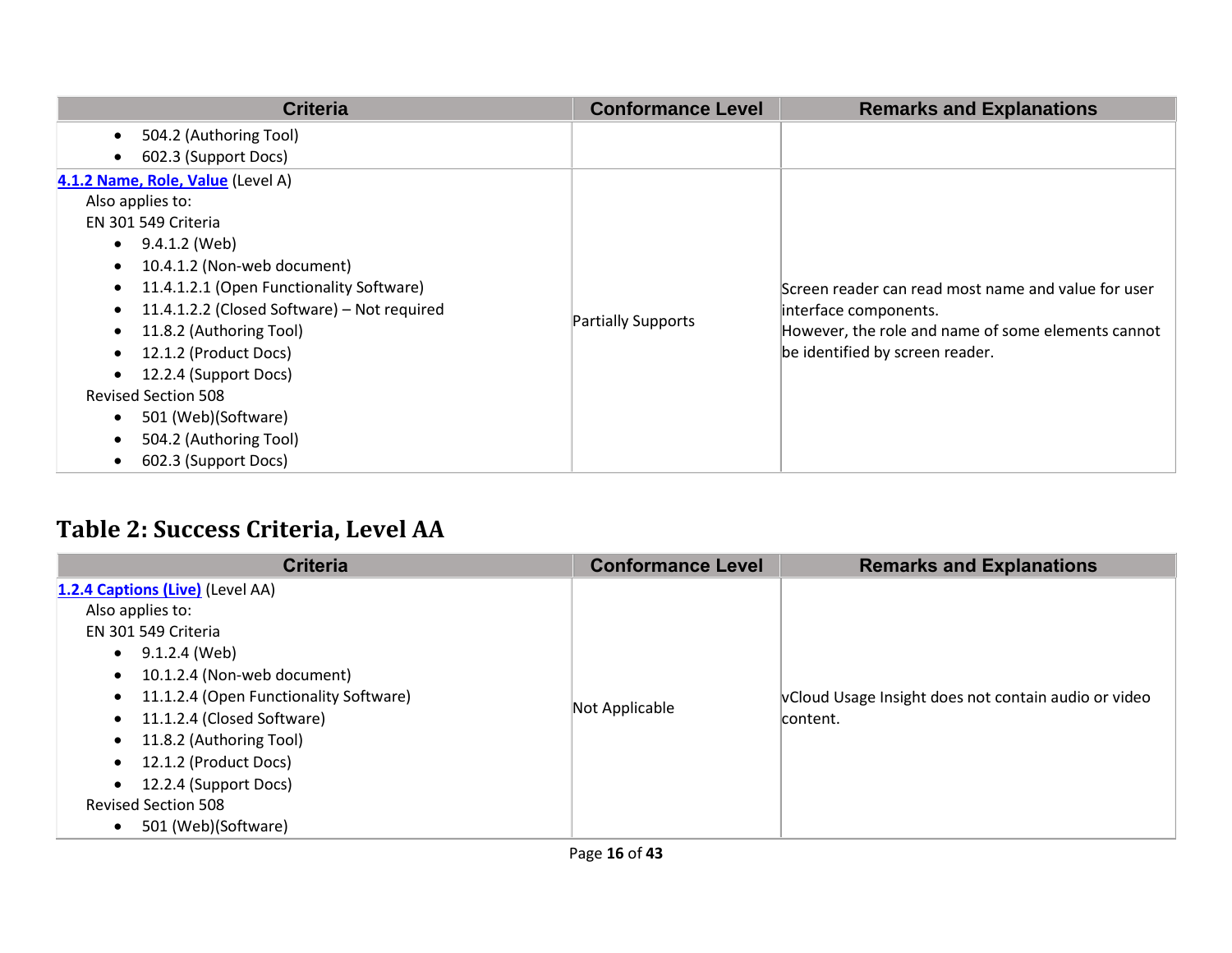| Criteria | Conformance Level | Remarks and Explanations |
|---|---|---|
| • 504.2 (Authoring Tool)<br>• 602.3 (Support Docs) | | |
| **4.1.2 Name, Role, Value** (Level A)<br>Also applies to:<br>EN 301 549 Criteria<br>• 9.4.1.2 (Web)<br>• 10.4.1.2 (Non-web document)<br>• 11.4.1.2.1 (Open Functionality Software)<br>• 11.4.1.2.2 (Closed Software) – Not required<br>• 11.8.2 (Authoring Tool)<br>• 12.1.2 (Product Docs)<br>• 12.2.4 (Support Docs)<br>Revised Section 508<br>• 501 (Web)(Software)<br>• 504.2 (Authoring Tool)<br>• 602.3 (Support Docs) | Partially Supports | Screen reader can read most name and value for user interface components.<br>However, the role and name of some elements cannot be identified by screen reader. |

## Table 2: Success Criteria, Level AA

| Criteria | Conformance Level | Remarks and Explanations |
|---|---|---|
| **1.2.4 Captions (Live)** (Level AA)<br>Also applies to:<br>EN 301 549 Criteria<br>• 9.1.2.4 (Web)<br>• 10.1.2.4 (Non-web document)<br>• 11.1.2.4 (Open Functionality Software)<br>• 11.1.2.4 (Closed Software)<br>• 11.8.2 (Authoring Tool)<br>• 12.1.2 (Product Docs)<br>• 12.2.4 (Support Docs)<br>Revised Section 508<br>• 501 (Web)(Software) | Not Applicable | vCloud Usage Insight does not contain audio or video content. |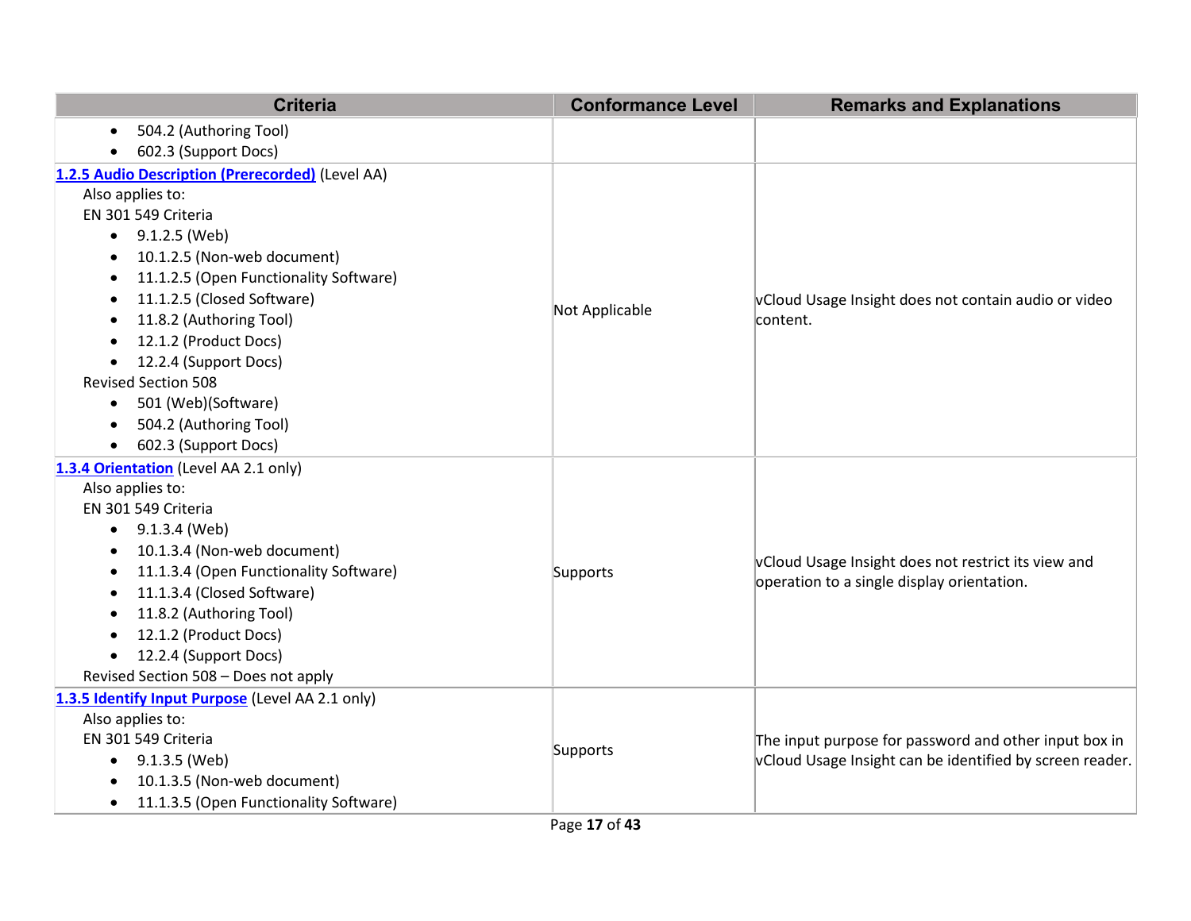| Criteria | Conformance Level | Remarks and Explanations |
| --- | --- | --- |
| • 504.2 (Authoring Tool)<br>• 602.3 (Support Docs) | | |
| [1.2.5 Audio Description (Prerecorded)](#) (Level AA)<br>Also applies to:<br>EN 301 549 Criteria<br>• 9.1.2.5 (Web)<br>• 10.1.2.5 (Non-web document)<br>• 11.1.2.5 (Open Functionality Software)<br>• 11.1.2.5 (Closed Software)<br>• 11.8.2 (Authoring Tool)<br>• 12.1.2 (Product Docs)<br>• 12.2.4 (Support Docs)<br>Revised Section 508<br>• 501 (Web)(Software)<br>• 504.2 (Authoring Tool)<br>• 602.3 (Support Docs) | Not Applicable | vCloud Usage Insight does not contain audio or video content. |
| [1.3.4 Orientation](#) (Level AA 2.1 only)<br>Also applies to:<br>EN 301 549 Criteria<br>• 9.1.3.4 (Web)<br>• 10.1.3.4 (Non-web document)<br>• 11.1.3.4 (Open Functionality Software)<br>• 11.1.3.4 (Closed Software)<br>• 11.8.2 (Authoring Tool)<br>• 12.1.2 (Product Docs)<br>• 12.2.4 (Support Docs)<br>Revised Section 508 – Does not apply | Supports | vCloud Usage Insight does not restrict its view and operation to a single display orientation. |
| [1.3.5 Identify Input Purpose](#) (Level AA 2.1 only)<br>Also applies to:<br>EN 301 549 Criteria<br>• 9.1.3.5 (Web)<br>• 10.1.3.5 (Non-web document)<br>• 11.1.3.5 (Open Functionality Software) | Supports | The input purpose for password and other input box in vCloud Usage Insight can be identified by screen reader. |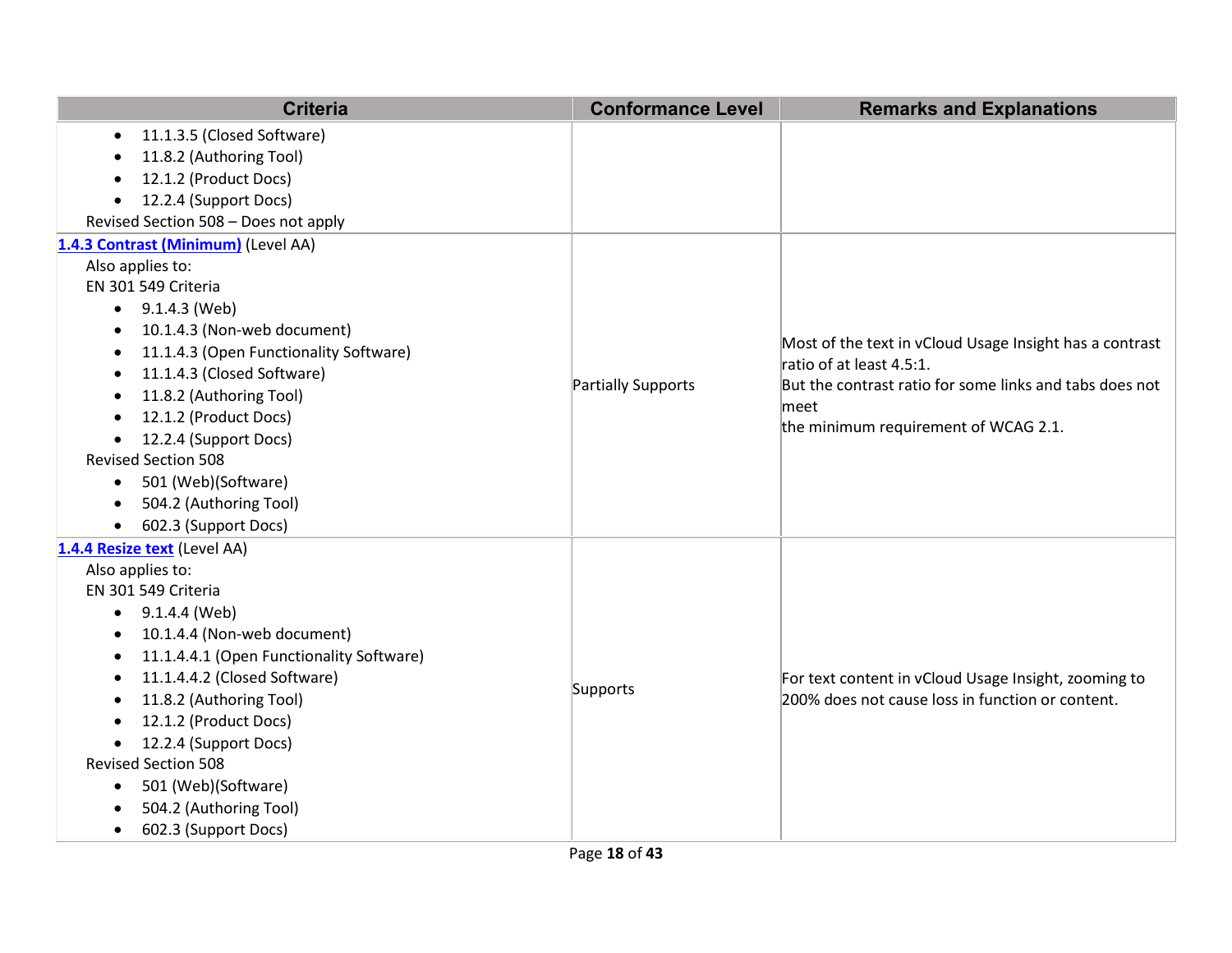| Criteria | Conformance Level | Remarks and Explanations |
| --- | --- | --- |
| • 11.1.3.5 (Closed Software)<br>• 11.8.2 (Authoring Tool)<br>• 12.1.2 (Product Docs)<br>• 12.2.4 (Support Docs)<br>Revised Section 508 – Does not apply | | |
| **[1.4.3 Contrast (Minimum)](#)** (Level AA)<br>Also applies to:<br>EN 301 549 Criteria<br>• 9.1.4.3 (Web)<br>• 10.1.4.3 (Non-web document)<br>• 11.1.4.3 (Open Functionality Software)<br>• 11.1.4.3 (Closed Software)<br>• 11.8.2 (Authoring Tool)<br>• 12.1.2 (Product Docs)<br>• 12.2.4 (Support Docs)<br>Revised Section 508<br>• 501 (Web)(Software)<br>• 504.2 (Authoring Tool)<br>• 602.3 (Support Docs) | Partially Supports | Most of the text in vCloud Usage Insight has a contrast ratio of at least 4.5:1.<br>But the contrast ratio for some links and tabs does not meet<br>the minimum requirement of WCAG 2.1. |
| **[1.4.4 Resize text](#)** (Level AA)<br>Also applies to:<br>EN 301 549 Criteria<br>• 9.1.4.4 (Web)<br>• 10.1.4.4 (Non-web document)<br>• 11.1.4.4.1 (Open Functionality Software)<br>• 11.1.4.4.2 (Closed Software)<br>• 11.8.2 (Authoring Tool)<br>• 12.1.2 (Product Docs)<br>• 12.2.4 (Support Docs)<br>Revised Section 508<br>• 501 (Web)(Software)<br>• 504.2 (Authoring Tool)<br>• 602.3 (Support Docs) | Supports | For text content in vCloud Usage Insight, zooming to 200% does not cause loss in function or content. |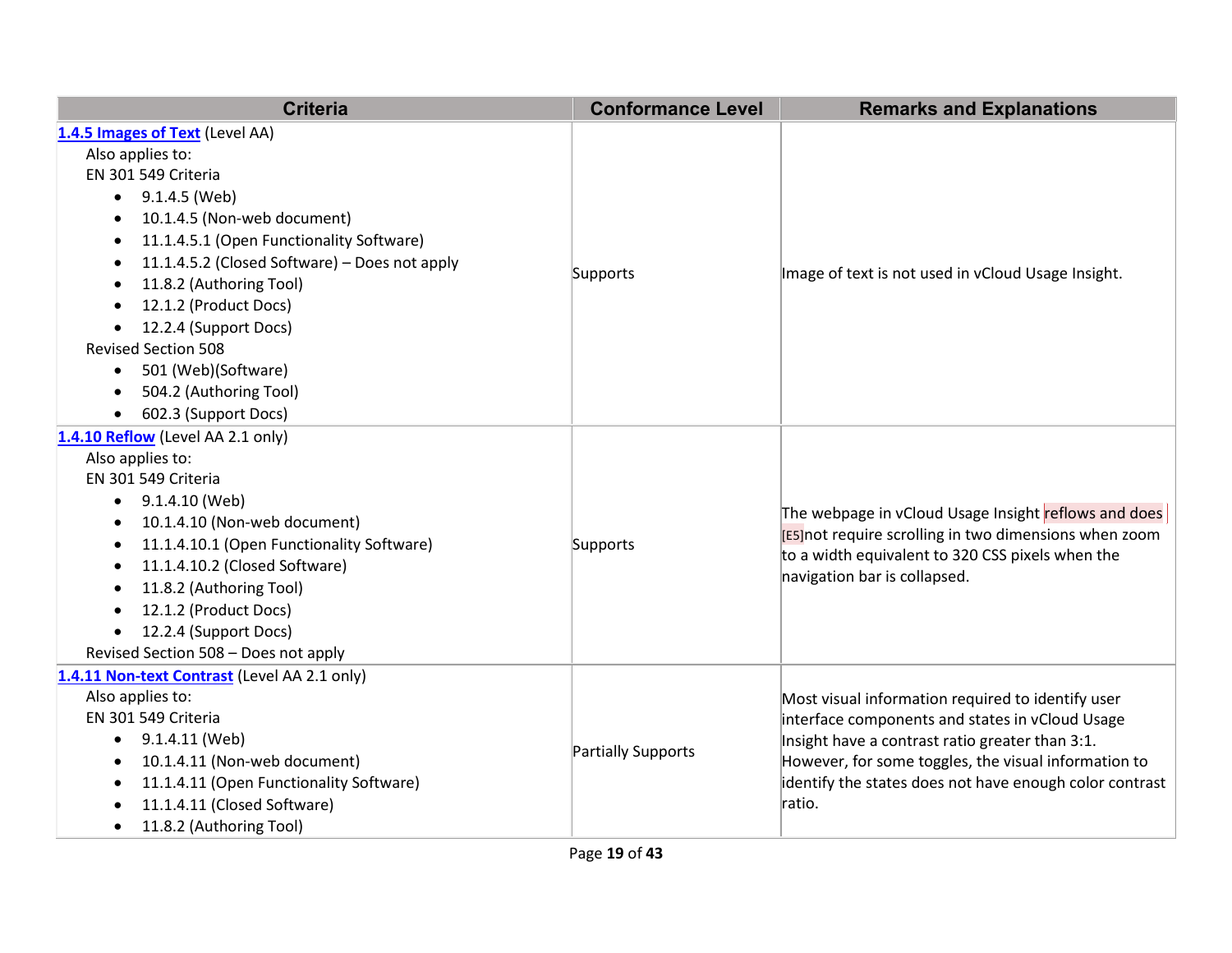| Criteria | Conformance Level | Remarks and Explanations |
| --- | --- | --- |
| **1.4.5 Images of Text** (Level AA)<br>Also applies to:<br>EN 301 549 Criteria<br>• 9.1.4.5 (Web)<br>• 10.1.4.5 (Non-web document)<br>• 11.1.4.5.1 (Open Functionality Software)<br>• 11.1.4.5.2 (Closed Software) – Does not apply<br>• 11.8.2 (Authoring Tool)<br>• 12.1.2 (Product Docs)<br>• 12.2.4 (Support Docs)<br>Revised Section 508<br>• 501 (Web)(Software)<br>• 504.2 (Authoring Tool)<br>• 602.3 (Support Docs) | Supports | Image of text is not used in vCloud Usage Insight. |
| **1.4.10 Reflow** (Level AA 2.1 only)<br>Also applies to:<br>EN 301 549 Criteria<br>• 9.1.4.10 (Web)<br>• 10.1.4.10 (Non-web document)<br>• 11.1.4.10.1 (Open Functionality Software)<br>• 11.1.4.10.2 (Closed Software)<br>• 11.8.2 (Authoring Tool)<br>• 12.1.2 (Product Docs)<br>• 12.2.4 (Support Docs)<br>Revised Section 508 – Does not apply | Supports | The webpage in vCloud Usage Insight reflows and does [E5]not require scrolling in two dimensions when zoom to a width equivalent to 320 CSS pixels when the navigation bar is collapsed. |
| **1.4.11 Non-text Contrast** (Level AA 2.1 only)<br>Also applies to:<br>EN 301 549 Criteria<br>• 9.1.4.11 (Web)<br>• 10.1.4.11 (Non-web document)<br>• 11.1.4.11 (Open Functionality Software)<br>• 11.1.4.11 (Closed Software)<br>• 11.8.2 (Authoring Tool) | Partially Supports | Most visual information required to identify user interface components and states in vCloud Usage Insight have a contrast ratio greater than 3:1. However, for some toggles, the visual information to identify the states does not have enough color contrast ratio. |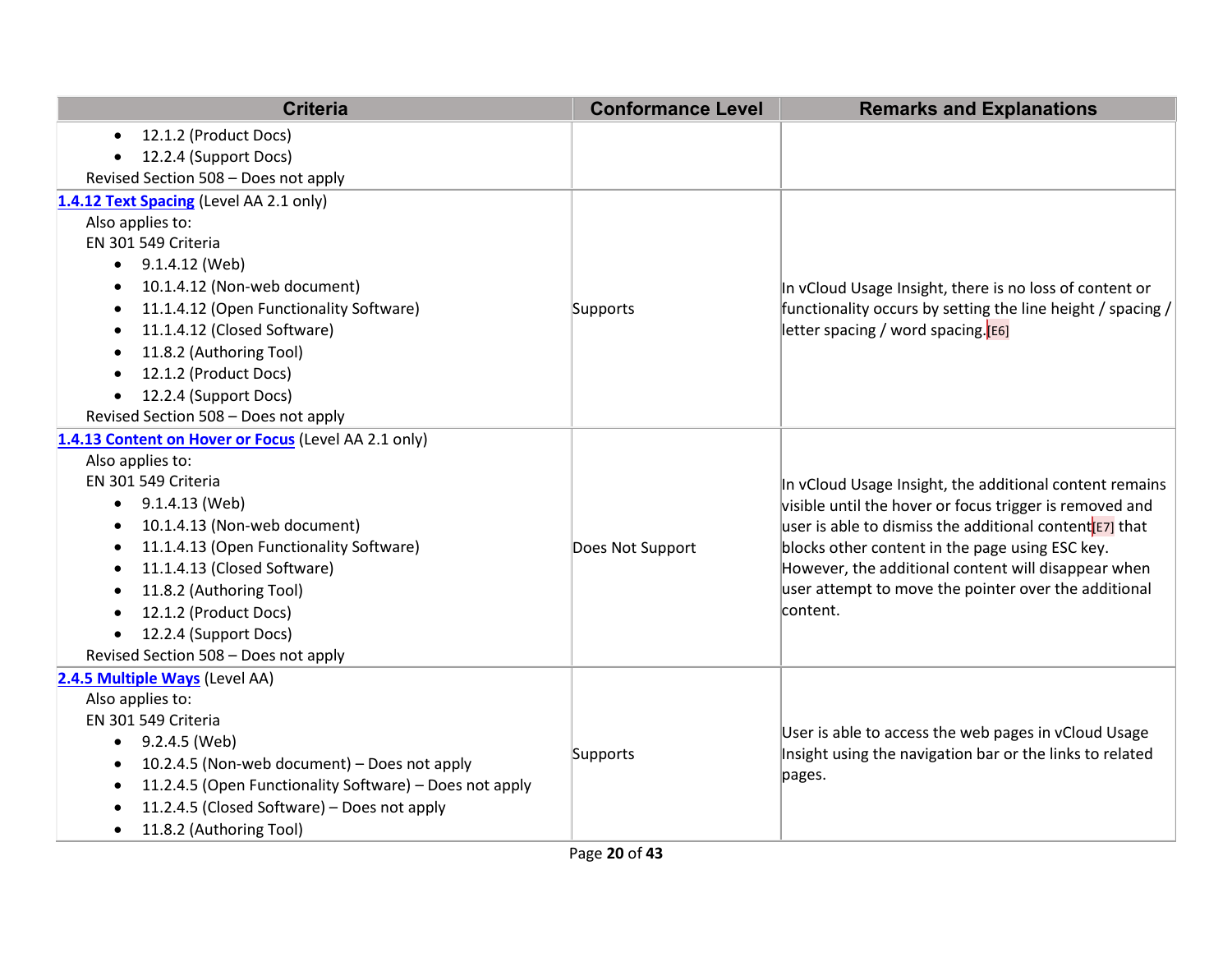| Criteria | Conformance Level | Remarks and Explanations |
|---|---|---|
| • 12.1.2 (Product Docs)<br>• 12.2.4 (Support Docs)<br>Revised Section 508 – Does not apply | | |
| **1.4.12 Text Spacing** (Level AA 2.1 only)<br>Also applies to:<br>EN 301 549 Criteria<br>• 9.1.4.12 (Web)<br>• 10.1.4.12 (Non-web document)<br>• 11.1.4.12 (Open Functionality Software)<br>• 11.1.4.12 (Closed Software)<br>• 11.8.2 (Authoring Tool)<br>• 12.1.2 (Product Docs)<br>• 12.2.4 (Support Docs)<br>Revised Section 508 – Does not apply | Supports | In vCloud Usage Insight, there is no loss of content or functionality occurs by setting the line height / spacing / letter spacing / word spacing.[E6] |
| **1.4.13 Content on Hover or Focus** (Level AA 2.1 only)<br>Also applies to:<br>EN 301 549 Criteria<br>• 9.1.4.13 (Web)<br>• 10.1.4.13 (Non-web document)<br>• 11.1.4.13 (Open Functionality Software)<br>• 11.1.4.13 (Closed Software)<br>• 11.8.2 (Authoring Tool)<br>• 12.1.2 (Product Docs)<br>• 12.2.4 (Support Docs)<br>Revised Section 508 – Does not apply | Does Not Support | In vCloud Usage Insight, the additional content remains visible until the hover or focus trigger is removed and user is able to dismiss the additional content[E7] that blocks other content in the page using ESC key. However, the additional content will disappear when user attempt to move the pointer over the additional content. |
| **2.4.5 Multiple Ways** (Level AA)<br>Also applies to:<br>EN 301 549 Criteria<br>• 9.2.4.5 (Web)<br>• 10.2.4.5 (Non-web document) – Does not apply<br>• 11.2.4.5 (Open Functionality Software) – Does not apply<br>• 11.2.4.5 (Closed Software) – Does not apply<br>• 11.8.2 (Authoring Tool) | Supports | User is able to access the web pages in vCloud Usage Insight using the navigation bar or the links to related pages. |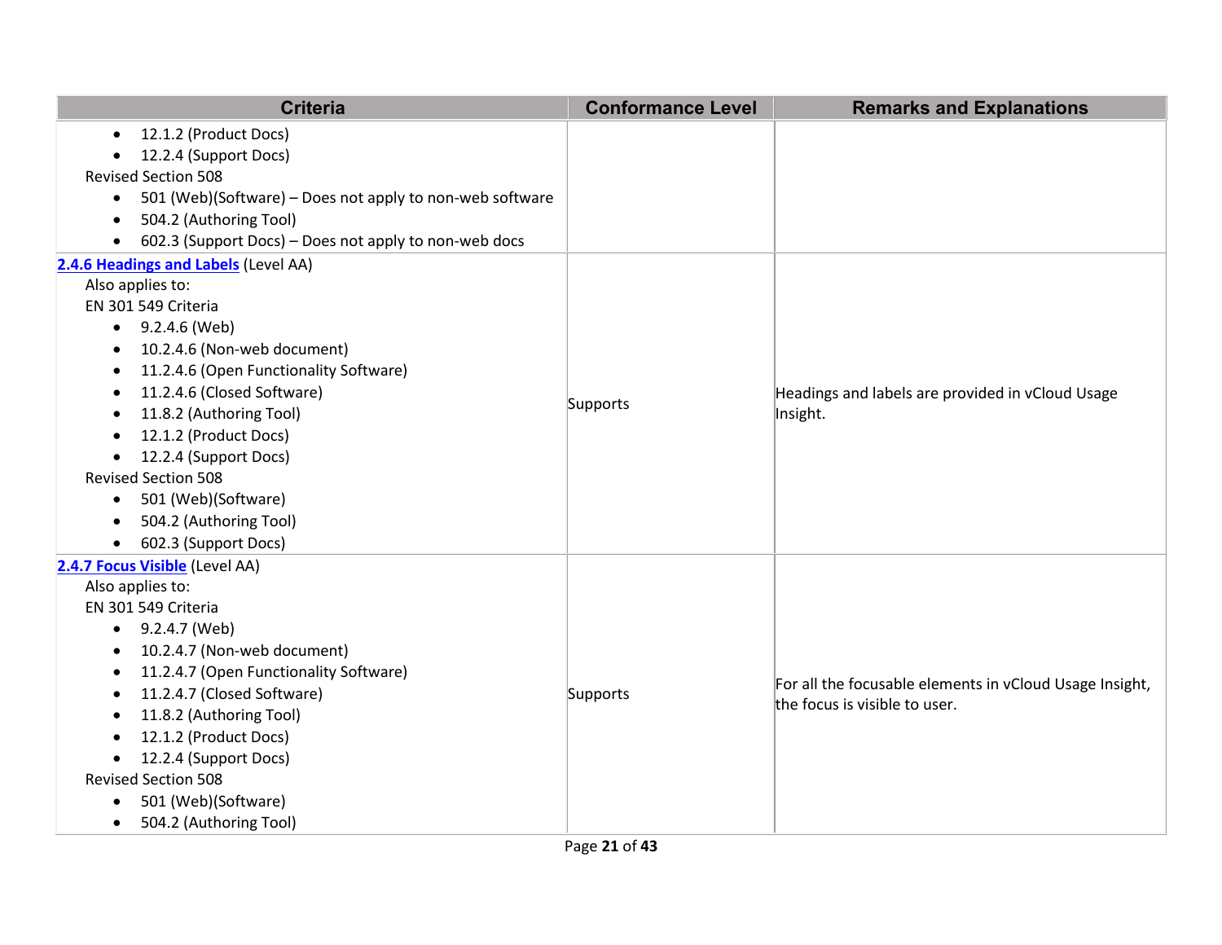| Criteria | Conformance Level | Remarks and Explanations |
|---|---|---|
| • 12.1.2 (Product Docs)<br>• 12.2.4 (Support Docs)<br>Revised Section 508<br>• 501 (Web)(Software) – Does not apply to non-web software<br>• 504.2 (Authoring Tool)<br>• 602.3 (Support Docs) – Does not apply to non-web docs | | |
| **2.4.6 Headings and Labels** (Level AA)<br>Also applies to:<br>EN 301 549 Criteria<br>• 9.2.4.6 (Web)<br>• 10.2.4.6 (Non-web document)<br>• 11.2.4.6 (Open Functionality Software)<br>• 11.2.4.6 (Closed Software)<br>• 11.8.2 (Authoring Tool)<br>• 12.1.2 (Product Docs)<br>• 12.2.4 (Support Docs)<br>Revised Section 508<br>• 501 (Web)(Software)<br>• 504.2 (Authoring Tool)<br>• 602.3 (Support Docs) | Supports | Headings and labels are provided in vCloud Usage Insight. |
| **2.4.7 Focus Visible** (Level AA)<br>Also applies to:<br>EN 301 549 Criteria<br>• 9.2.4.7 (Web)<br>• 10.2.4.7 (Non-web document)<br>• 11.2.4.7 (Open Functionality Software)<br>• 11.2.4.7 (Closed Software)<br>• 11.8.2 (Authoring Tool)<br>• 12.1.2 (Product Docs)<br>• 12.2.4 (Support Docs)<br>Revised Section 508<br>• 501 (Web)(Software)<br>• 504.2 (Authoring Tool) | Supports | For all the focusable elements in vCloud Usage Insight, the focus is visible to user. |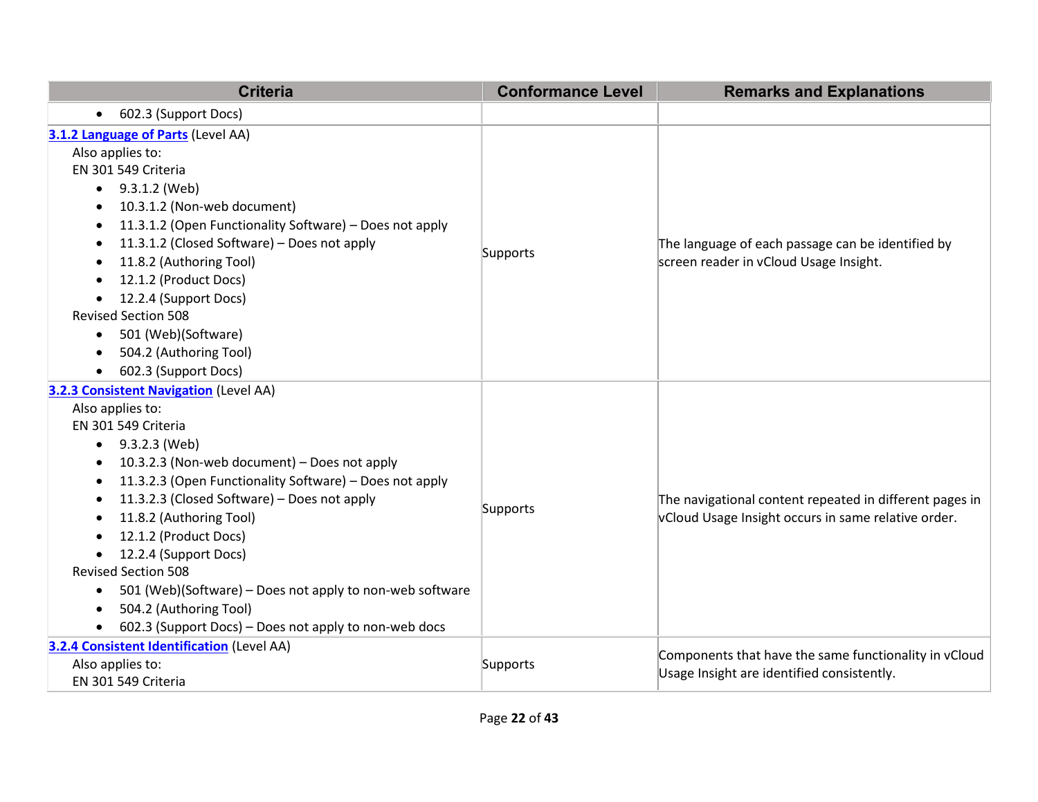| Criteria | Conformance Level | Remarks and Explanations |
| --- | --- | --- |
| • 602.3 (Support Docs) | | |
| **3.1.2 Language of Parts** (Level AA)<br>Also applies to:<br>EN 301 549 Criteria<br>• 9.3.1.2 (Web)<br>• 10.3.1.2 (Non-web document)<br>• 11.3.1.2 (Open Functionality Software) – Does not apply<br>• 11.3.1.2 (Closed Software) – Does not apply<br>• 11.8.2 (Authoring Tool)<br>• 12.1.2 (Product Docs)<br>• 12.2.4 (Support Docs)<br>Revised Section 508<br>• 501 (Web)(Software)<br>• 504.2 (Authoring Tool)<br>• 602.3 (Support Docs) | Supports | The language of each passage can be identified by screen reader in vCloud Usage Insight. |
| **3.2.3 Consistent Navigation** (Level AA)<br>Also applies to:<br>EN 301 549 Criteria<br>• 9.3.2.3 (Web)<br>• 10.3.2.3 (Non-web document) – Does not apply<br>• 11.3.2.3 (Open Functionality Software) – Does not apply<br>• 11.3.2.3 (Closed Software) – Does not apply<br>• 11.8.2 (Authoring Tool)<br>• 12.1.2 (Product Docs)<br>• 12.2.4 (Support Docs)<br>Revised Section 508<br>• 501 (Web)(Software) – Does not apply to non-web software<br>• 504.2 (Authoring Tool)<br>• 602.3 (Support Docs) – Does not apply to non-web docs | Supports | The navigational content repeated in different pages in vCloud Usage Insight occurs in same relative order. |
| **3.2.4 Consistent Identification** (Level AA)<br>Also applies to:<br>EN 301 549 Criteria | Supports | Components that have the same functionality in vCloud Usage Insight are identified consistently. |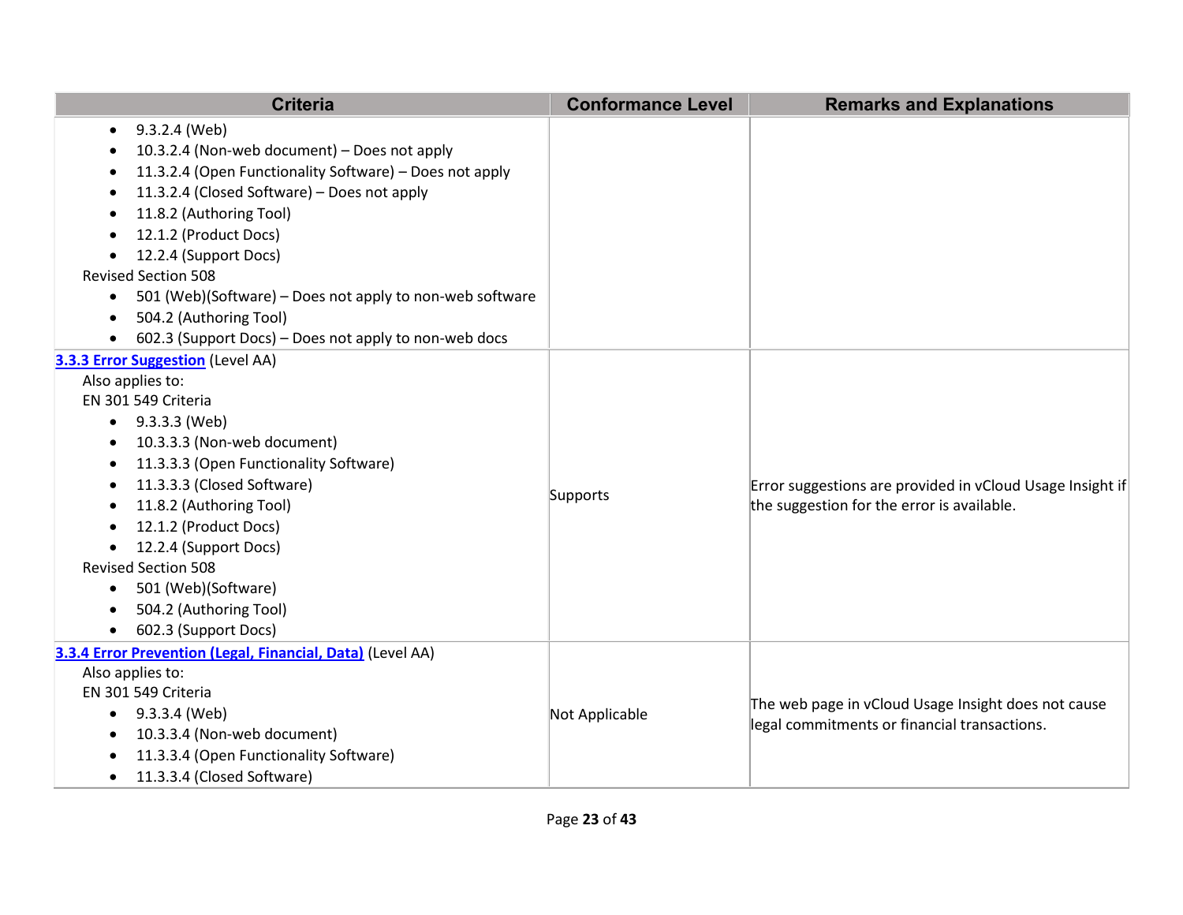| Criteria | Conformance Level | Remarks and Explanations |
|---|---|---|
| <ul><li>9.3.2.4 (Web)</li><li>10.3.2.4 (Non-web document) – Does not apply</li><li>11.3.2.4 (Open Functionality Software) – Does not apply</li><li>11.3.2.4 (Closed Software) – Does not apply</li><li>11.8.2 (Authoring Tool)</li><li>12.1.2 (Product Docs)</li><li>12.2.4 (Support Docs)</li></ul>Revised Section 508<ul><li>501 (Web)(Software) – Does not apply to non-web software</li><li>504.2 (Authoring Tool)</li><li>602.3 (Support Docs) – Does not apply to non-web docs</li></ul> | | |
| [3.3.3 Error Suggestion](#) (Level AA)<br>Also applies to:<br>EN 301 549 Criteria<ul><li>9.3.3.3 (Web)</li><li>10.3.3.3 (Non-web document)</li><li>11.3.3.3 (Open Functionality Software)</li><li>11.3.3.3 (Closed Software)</li><li>11.8.2 (Authoring Tool)</li><li>12.1.2 (Product Docs)</li><li>12.2.4 (Support Docs)</li></ul>Revised Section 508<ul><li>501 (Web)(Software)</li><li>504.2 (Authoring Tool)</li><li>602.3 (Support Docs)</li></ul> | Supports | Error suggestions are provided in vCloud Usage Insight if the suggestion for the error is available. |
| [3.3.4 Error Prevention (Legal, Financial, Data)](#) (Level AA)<br>Also applies to:<br>EN 301 549 Criteria<ul><li>9.3.3.4 (Web)</li><li>10.3.3.4 (Non-web document)</li><li>11.3.3.4 (Open Functionality Software)</li><li>11.3.3.4 (Closed Software)</li></ul> | Not Applicable | The web page in vCloud Usage Insight does not cause legal commitments or financial transactions. |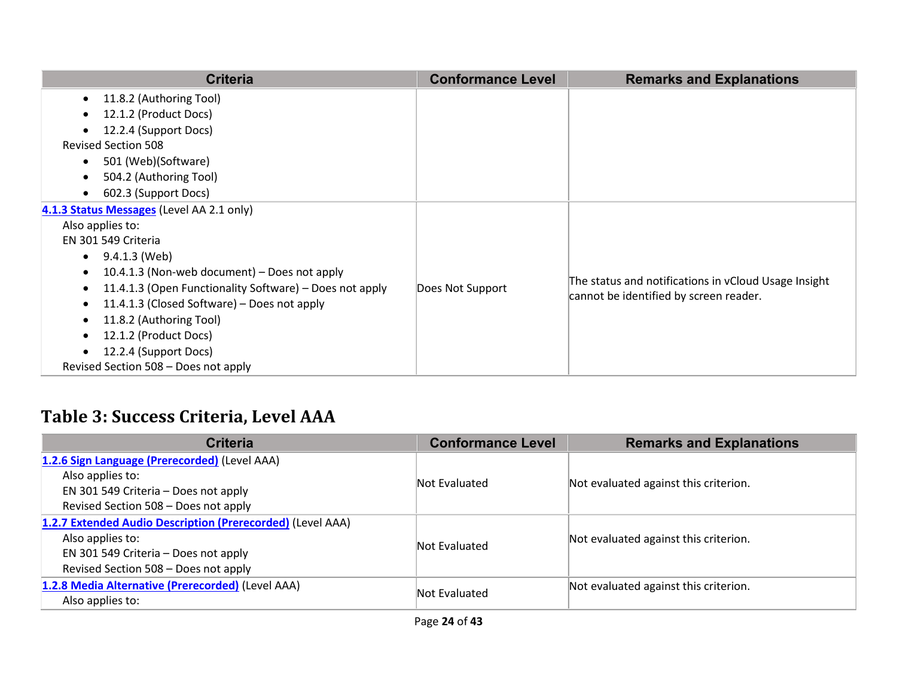| Criteria | Conformance Level | Remarks and Explanations |
|---|---|---|
| • 11.8.2 (Authoring Tool)<br>• 12.1.2 (Product Docs)<br>• 12.2.4 (Support Docs)<br>Revised Section 508<br>• 501 (Web)(Software)<br>• 504.2 (Authoring Tool)<br>• 602.3 (Support Docs) | | |
| **4.1.3 Status Messages** (Level AA 2.1 only)<br>Also applies to:<br>EN 301 549 Criteria<br>• 9.4.1.3 (Web)<br>• 10.4.1.3 (Non-web document) – Does not apply<br>• 11.4.1.3 (Open Functionality Software) – Does not apply<br>• 11.4.1.3 (Closed Software) – Does not apply<br>• 11.8.2 (Authoring Tool)<br>• 12.1.2 (Product Docs)<br>• 12.2.4 (Support Docs)<br>Revised Section 508 – Does not apply | Does Not Support | The status and notifications in vCloud Usage Insight cannot be identified by screen reader. |

## Table 3: Success Criteria, Level AAA

| Criteria | Conformance Level | Remarks and Explanations |
|---|---|---|
| **1.2.6 Sign Language (Prerecorded)** (Level AAA)<br>Also applies to:<br>EN 301 549 Criteria – Does not apply<br>Revised Section 508 – Does not apply | Not Evaluated | Not evaluated against this criterion. |
| **1.2.7 Extended Audio Description (Prerecorded)** (Level AAA)<br>Also applies to:<br>EN 301 549 Criteria – Does not apply<br>Revised Section 508 – Does not apply | Not Evaluated | Not evaluated against this criterion. |
| **1.2.8 Media Alternative (Prerecorded)** (Level AAA)<br>Also applies to: | Not Evaluated | Not evaluated against this criterion. |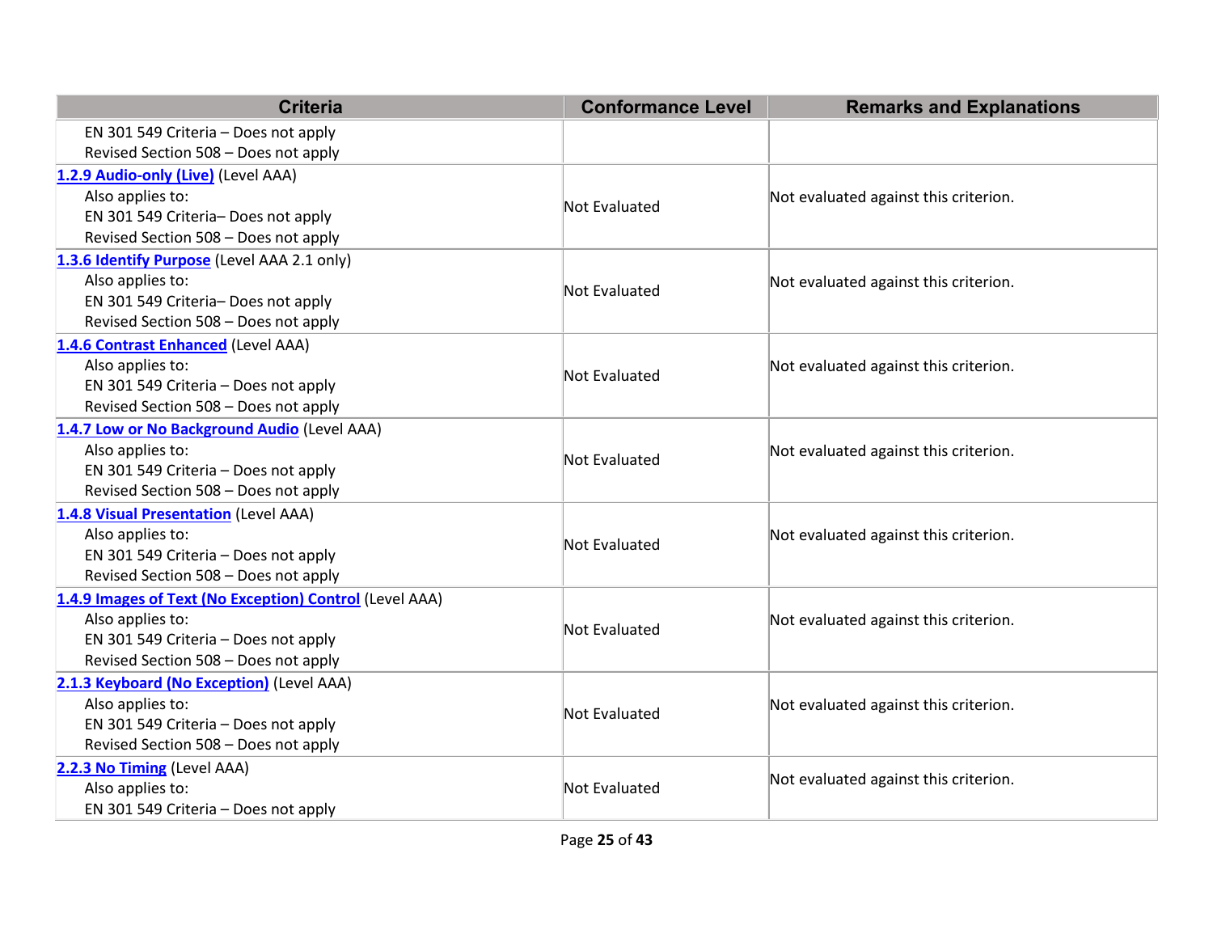| Criteria | Conformance Level | Remarks and Explanations |
|---|---|---|
| EN 301 549 Criteria – Does not apply<br>Revised Section 508 – Does not apply | | |
| **[1.2.9 Audio-only (Live)]** (Level AAA)<br>Also applies to:<br>EN 301 549 Criteria– Does not apply<br>Revised Section 508 – Does not apply | Not Evaluated | Not evaluated against this criterion. |
| **[1.3.6 Identify Purpose]** (Level AAA 2.1 only)<br>Also applies to:<br>EN 301 549 Criteria– Does not apply<br>Revised Section 508 – Does not apply | Not Evaluated | Not evaluated against this criterion. |
| **[1.4.6 Contrast Enhanced]** (Level AAA)<br>Also applies to:<br>EN 301 549 Criteria – Does not apply<br>Revised Section 508 – Does not apply | Not Evaluated | Not evaluated against this criterion. |
| **[1.4.7 Low or No Background Audio]** (Level AAA)<br>Also applies to:<br>EN 301 549 Criteria – Does not apply<br>Revised Section 508 – Does not apply | Not Evaluated | Not evaluated against this criterion. |
| **[1.4.8 Visual Presentation]** (Level AAA)<br>Also applies to:<br>EN 301 549 Criteria – Does not apply<br>Revised Section 508 – Does not apply | Not Evaluated | Not evaluated against this criterion. |
| **[1.4.9 Images of Text (No Exception) Control]** (Level AAA)<br>Also applies to:<br>EN 301 549 Criteria – Does not apply<br>Revised Section 508 – Does not apply | Not Evaluated | Not evaluated against this criterion. |
| **[2.1.3 Keyboard (No Exception)]** (Level AAA)<br>Also applies to:<br>EN 301 549 Criteria – Does not apply<br>Revised Section 508 – Does not apply | Not Evaluated | Not evaluated against this criterion. |
| **[2.2.3 No Timing]** (Level AAA)<br>Also applies to:<br>EN 301 549 Criteria – Does not apply | Not Evaluated | Not evaluated against this criterion. |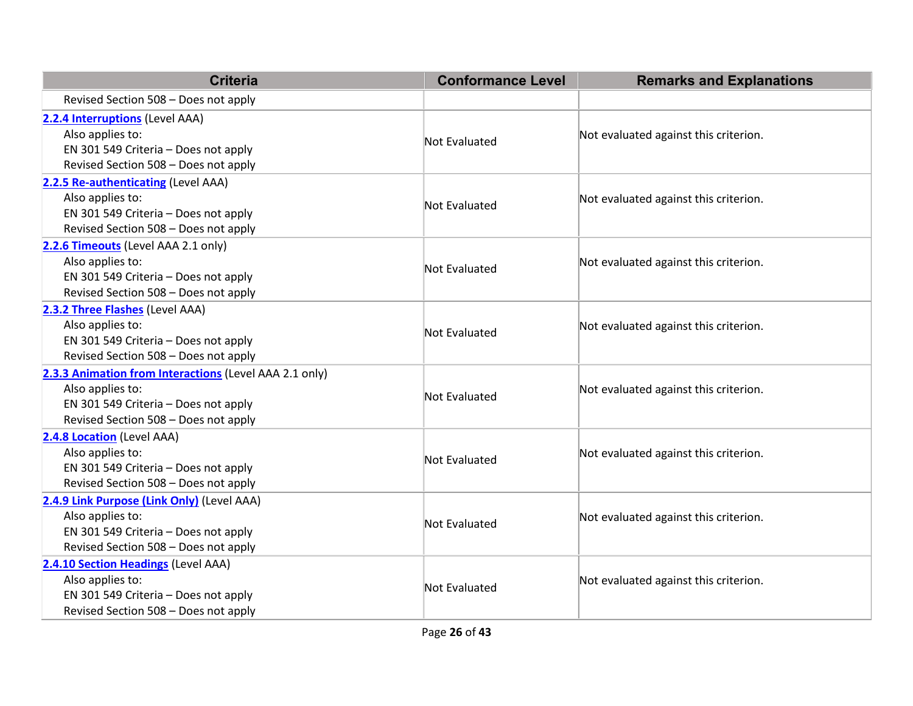| Criteria | Conformance Level | Remarks and Explanations |
|---|---|---|
| Revised Section 508 – Does not apply | | |
| [2.2.4 Interruptions](#) (Level AAA)<br>Also applies to:<br>EN 301 549 Criteria – Does not apply<br>Revised Section 508 – Does not apply | Not Evaluated | Not evaluated against this criterion. |
| [2.2.5 Re-authenticating](#) (Level AAA)<br>Also applies to:<br>EN 301 549 Criteria – Does not apply<br>Revised Section 508 – Does not apply | Not Evaluated | Not evaluated against this criterion. |
| [2.2.6 Timeouts](#) (Level AAA 2.1 only)<br>Also applies to:<br>EN 301 549 Criteria – Does not apply<br>Revised Section 508 – Does not apply | Not Evaluated | Not evaluated against this criterion. |
| [2.3.2 Three Flashes](#) (Level AAA)<br>Also applies to:<br>EN 301 549 Criteria – Does not apply<br>Revised Section 508 – Does not apply | Not Evaluated | Not evaluated against this criterion. |
| [2.3.3 Animation from Interactions](#) (Level AAA 2.1 only)<br>Also applies to:<br>EN 301 549 Criteria – Does not apply<br>Revised Section 508 – Does not apply | Not Evaluated | Not evaluated against this criterion. |
| [2.4.8 Location](#) (Level AAA)<br>Also applies to:<br>EN 301 549 Criteria – Does not apply<br>Revised Section 508 – Does not apply | Not Evaluated | Not evaluated against this criterion. |
| [2.4.9 Link Purpose (Link Only)](#) (Level AAA)<br>Also applies to:<br>EN 301 549 Criteria – Does not apply<br>Revised Section 508 – Does not apply | Not Evaluated | Not evaluated against this criterion. |
| [2.4.10 Section Headings](#) (Level AAA)<br>Also applies to:<br>EN 301 549 Criteria – Does not apply<br>Revised Section 508 – Does not apply | Not Evaluated | Not evaluated against this criterion. |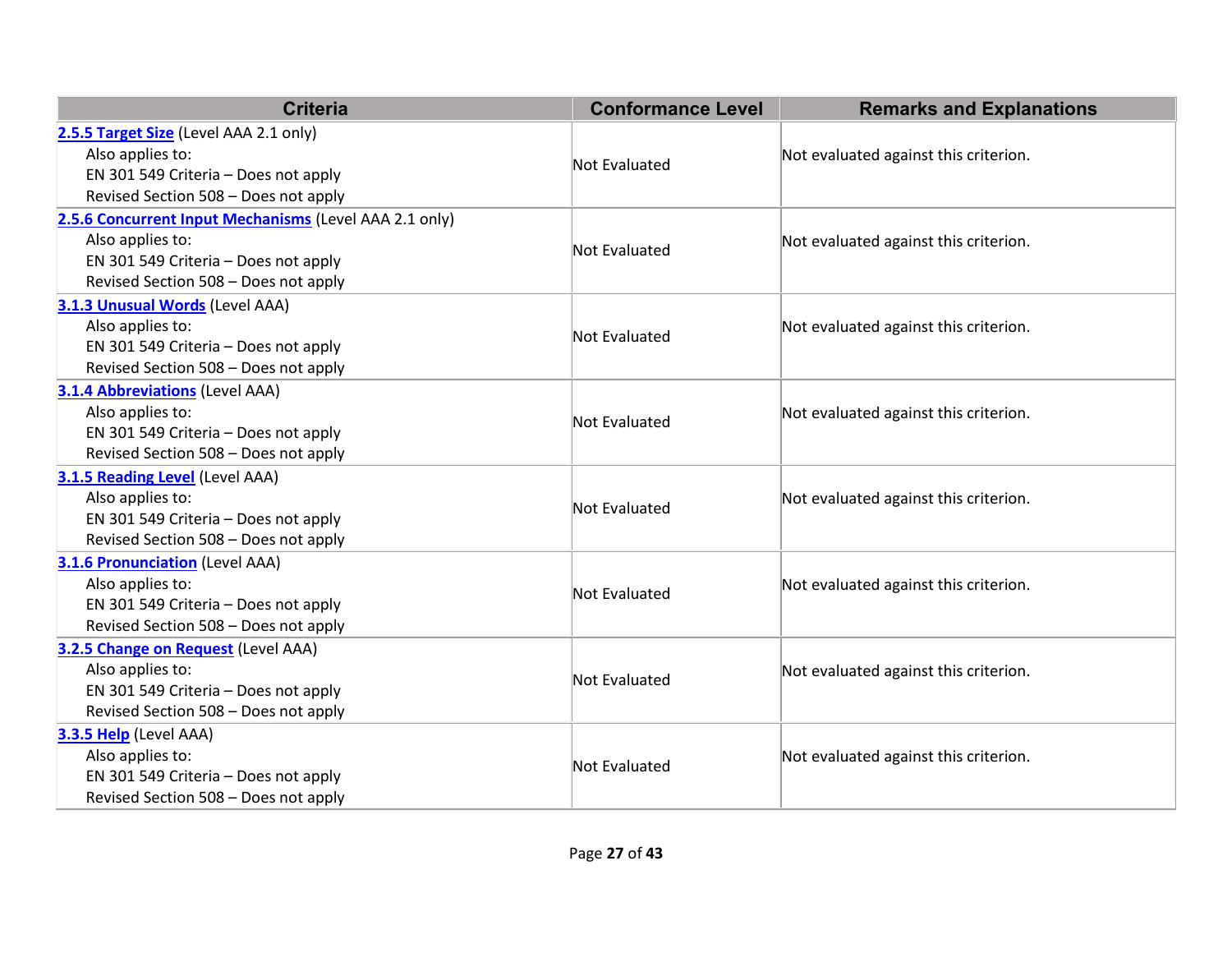| Criteria | Conformance Level | Remarks and Explanations |
|---|---|---|
| **2.5.5 Target Size** (Level AAA 2.1 only)<br>Also applies to:<br>EN 301 549 Criteria – Does not apply<br>Revised Section 508 – Does not apply | Not Evaluated | Not evaluated against this criterion. |
| **2.5.6 Concurrent Input Mechanisms** (Level AAA 2.1 only)<br>Also applies to:<br>EN 301 549 Criteria – Does not apply<br>Revised Section 508 – Does not apply | Not Evaluated | Not evaluated against this criterion. |
| **3.1.3 Unusual Words** (Level AAA)<br>Also applies to:<br>EN 301 549 Criteria – Does not apply<br>Revised Section 508 – Does not apply | Not Evaluated | Not evaluated against this criterion. |
| **3.1.4 Abbreviations** (Level AAA)<br>Also applies to:<br>EN 301 549 Criteria – Does not apply<br>Revised Section 508 – Does not apply | Not Evaluated | Not evaluated against this criterion. |
| **3.1.5 Reading Level** (Level AAA)<br>Also applies to:<br>EN 301 549 Criteria – Does not apply<br>Revised Section 508 – Does not apply | Not Evaluated | Not evaluated against this criterion. |
| **3.1.6 Pronunciation** (Level AAA)<br>Also applies to:<br>EN 301 549 Criteria – Does not apply<br>Revised Section 508 – Does not apply | Not Evaluated | Not evaluated against this criterion. |
| **3.2.5 Change on Request** (Level AAA)<br>Also applies to:<br>EN 301 549 Criteria – Does not apply<br>Revised Section 508 – Does not apply | Not Evaluated | Not evaluated against this criterion. |
| **3.3.5 Help** (Level AAA)<br>Also applies to:<br>EN 301 549 Criteria – Does not apply<br>Revised Section 508 – Does not apply | Not Evaluated | Not evaluated against this criterion. |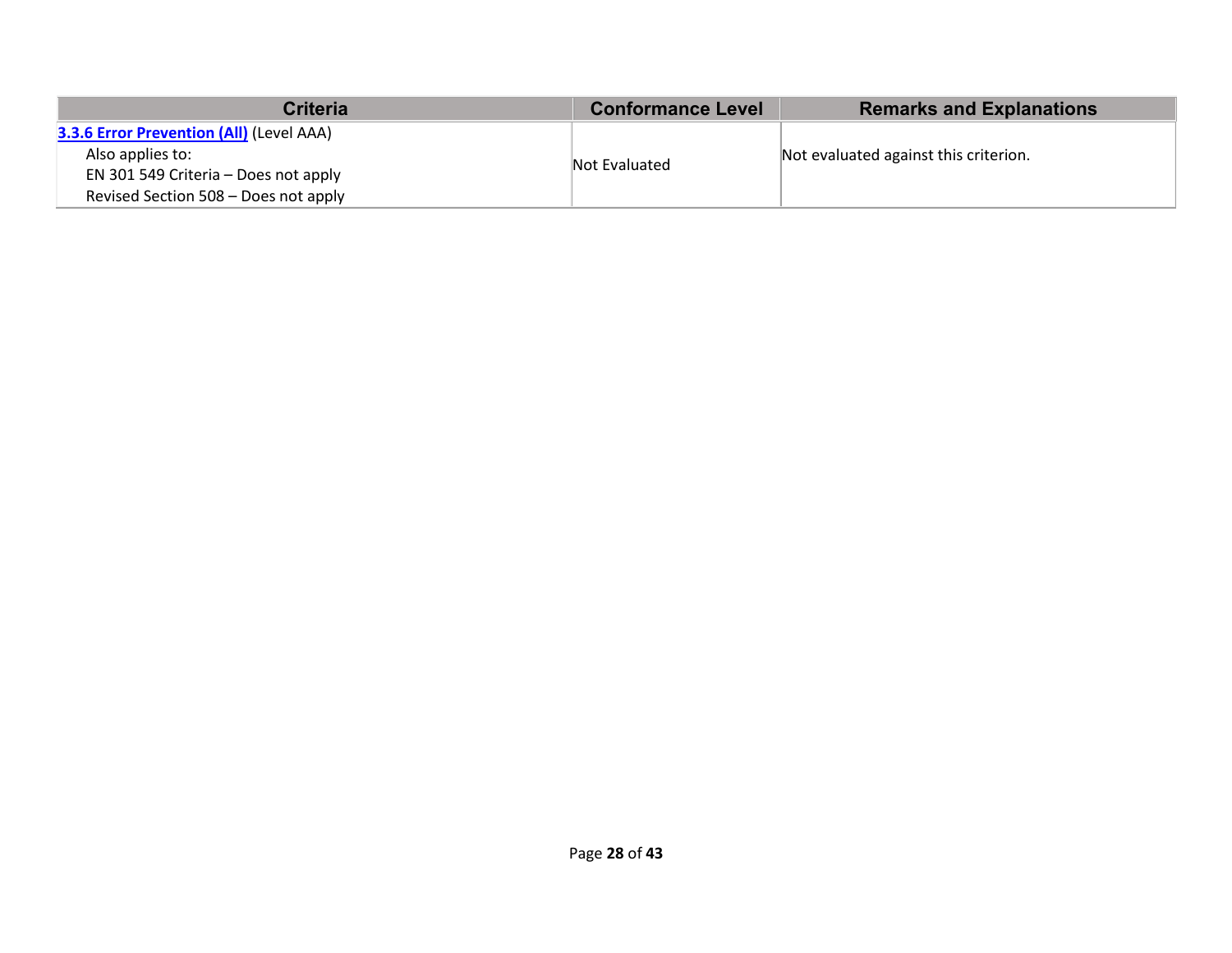| Criteria | Conformance Level | Remarks and Explanations |
| --- | --- | --- |
| **3.3.6 Error Prevention (All)** (Level AAA)<br>Also applies to:<br>EN 301 549 Criteria – Does not apply<br>Revised Section 508 – Does not apply | Not Evaluated | Not evaluated against this criterion. |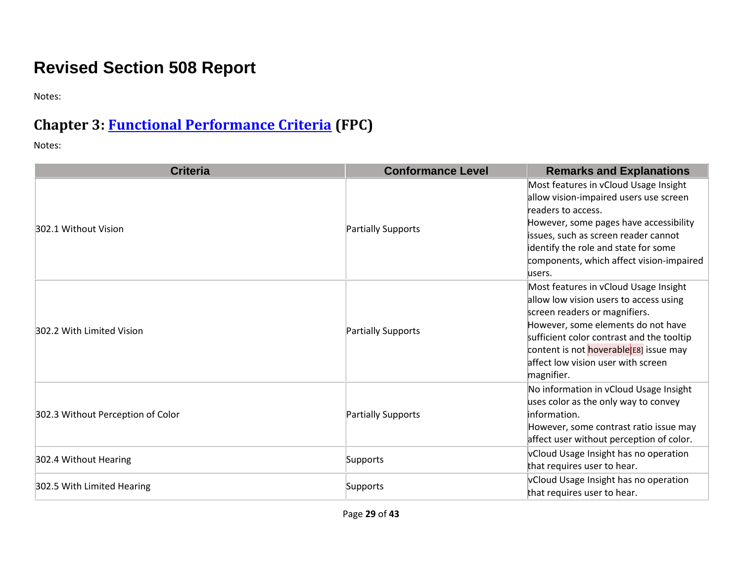# Revised Section 508 Report

Notes:

## Chapter 3: Functional Performance Criteria (FPC)

Notes:

| Criteria | Conformance Level | Remarks and Explanations |
|---|---|---|
| 302.1 Without Vision | Partially Supports | Most features in vCloud Usage Insight allow vision-impaired users use screen readers to access.<br>However, some pages have accessibility issues, such as screen reader cannot identify the role and state for some components, which affect vision-impaired users. |
| 302.2 With Limited Vision | Partially Supports | Most features in vCloud Usage Insight allow low vision users to access using screen readers or magnifiers.<br>However, some elements do not have sufficient color contrast and the tooltip content is not hoverable[E8] issue may affect low vision user with screen magnifier. |
| 302.3 Without Perception of Color | Partially Supports | No information in vCloud Usage Insight uses color as the only way to convey information.<br>However, some contrast ratio issue may affect user without perception of color. |
| 302.4 Without Hearing | Supports | vCloud Usage Insight has no operation that requires user to hear. |
| 302.5 With Limited Hearing | Supports | vCloud Usage Insight has no operation that requires user to hear. |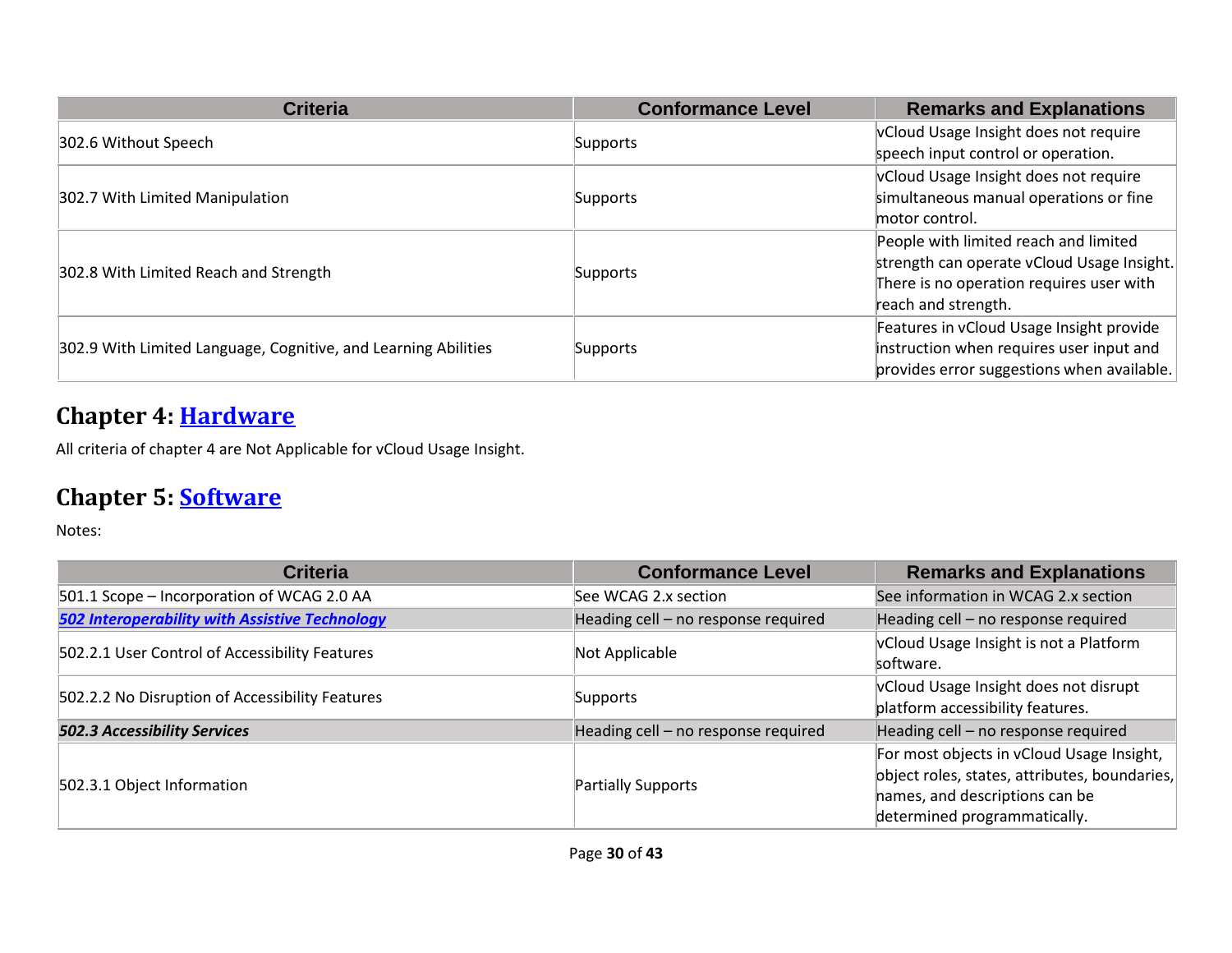| Criteria | Conformance Level | Remarks and Explanations |
| --- | --- | --- |
| 302.6 Without Speech | Supports | vCloud Usage Insight does not require speech input control or operation. |
| 302.7 With Limited Manipulation | Supports | vCloud Usage Insight does not require simultaneous manual operations or fine motor control. |
| 302.8 With Limited Reach and Strength | Supports | People with limited reach and limited strength can operate vCloud Usage Insight. There is no operation requires user with reach and strength. |
| 302.9 With Limited Language, Cognitive, and Learning Abilities | Supports | Features in vCloud Usage Insight provide instruction when requires user input and provides error suggestions when available. |

## Chapter 4: Hardware

All criteria of chapter 4 are Not Applicable for vCloud Usage Insight.

## Chapter 5: Software

Notes:

| Criteria | Conformance Level | Remarks and Explanations |
| --- | --- | --- |
| 501.1 Scope – Incorporation of WCAG 2.0 AA | See WCAG 2.x section | See information in WCAG 2.x section |
| ***502 Interoperability with Assistive Technology*** | Heading cell – no response required | Heading cell – no response required |
| 502.2.1 User Control of Accessibility Features | Not Applicable | vCloud Usage Insight is not a Platform software. |
| 502.2.2 No Disruption of Accessibility Features | Supports | vCloud Usage Insight does not disrupt platform accessibility features. |
| ***502.3 Accessibility Services*** | Heading cell – no response required | Heading cell – no response required |
| 502.3.1 Object Information | Partially Supports | For most objects in vCloud Usage Insight, object roles, states, attributes, boundaries, names, and descriptions can be determined programmatically. |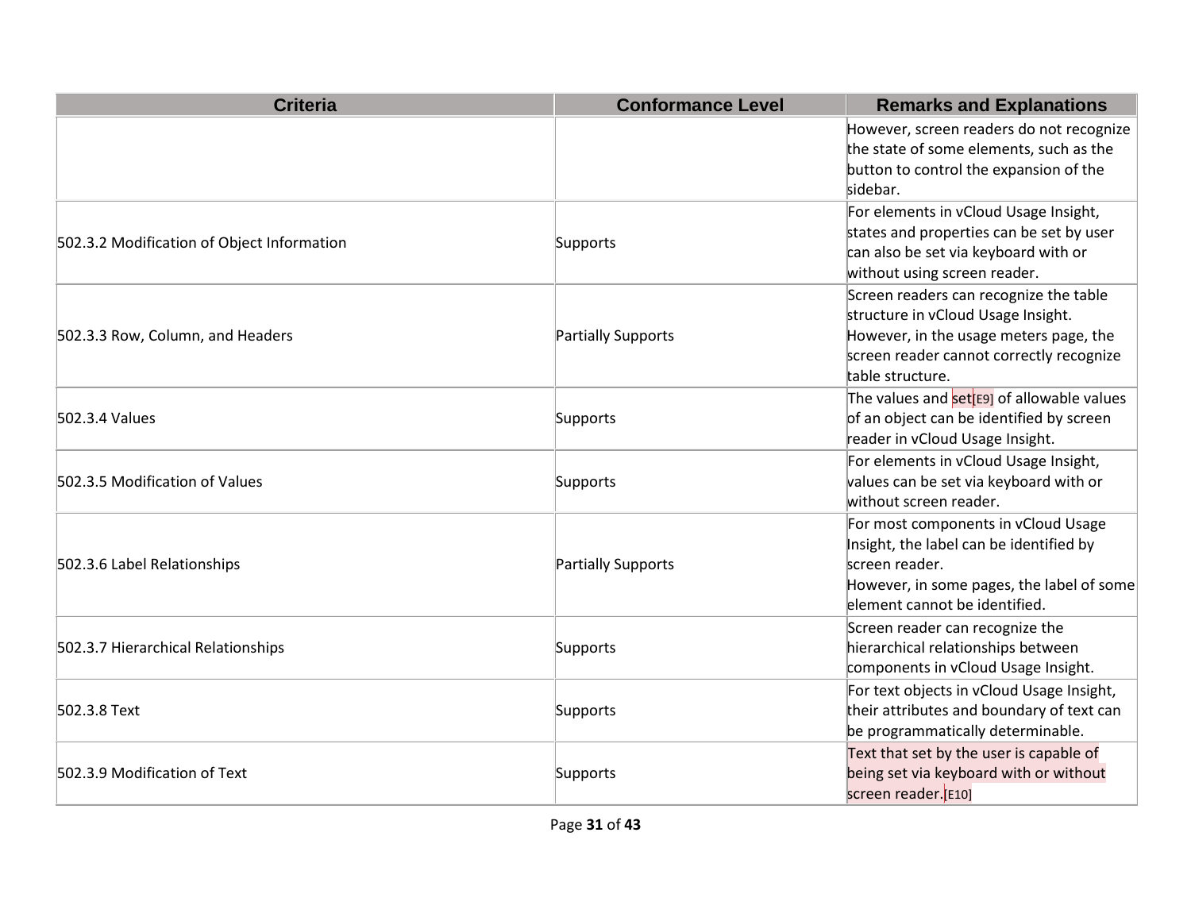| Criteria | Conformance Level | Remarks and Explanations |
| --- | --- | --- |
| | | However, screen readers do not recognize the state of some elements, such as the button to control the expansion of the sidebar. |
| 502.3.2 Modification of Object Information | Supports | For elements in vCloud Usage Insight, states and properties can be set by user can also be set via keyboard with or without using screen reader. |
| 502.3.3 Row, Column, and Headers | Partially Supports | Screen readers can recognize the table structure in vCloud Usage Insight. However, in the usage meters page, the screen reader cannot correctly recognize table structure. |
| 502.3.4 Values | Supports | The values and set[E9] of allowable values of an object can be identified by screen reader in vCloud Usage Insight. |
| 502.3.5 Modification of Values | Supports | For elements in vCloud Usage Insight, values can be set via keyboard with or without screen reader. |
| 502.3.6 Label Relationships | Partially Supports | For most components in vCloud Usage Insight, the label can be identified by screen reader.<br>However, in some pages, the label of some element cannot be identified. |
| 502.3.7 Hierarchical Relationships | Supports | Screen reader can recognize the hierarchical relationships between components in vCloud Usage Insight. |
| 502.3.8 Text | Supports | For text objects in vCloud Usage Insight, their attributes and boundary of text can be programmatically determinable. |
| 502.3.9 Modification of Text | Supports | Text that set by the user is capable of being set via keyboard with or without screen reader.[E10] |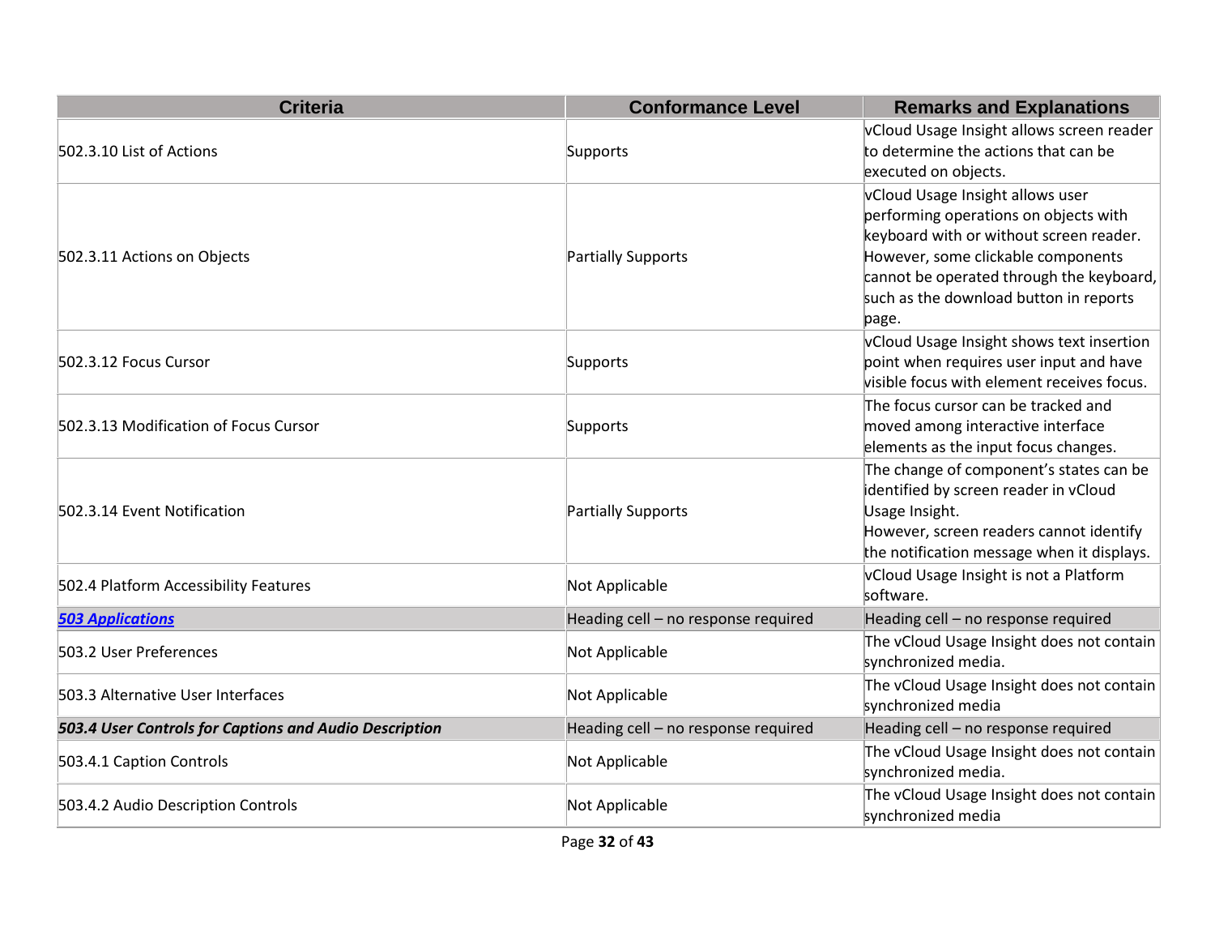| Criteria | Conformance Level | Remarks and Explanations |
| --- | --- | --- |
| 502.3.10 List of Actions | Supports | vCloud Usage Insight allows screen reader to determine the actions that can be executed on objects. |
| 502.3.11 Actions on Objects | Partially Supports | vCloud Usage Insight allows user performing operations on objects with keyboard with or without screen reader. However, some clickable components cannot be operated through the keyboard, such as the download button in reports page. |
| 502.3.12 Focus Cursor | Supports | vCloud Usage Insight shows text insertion point when requires user input and have visible focus with element receives focus. |
| 502.3.13 Modification of Focus Cursor | Supports | The focus cursor can be tracked and moved among interactive interface elements as the input focus changes. |
| 502.3.14 Event Notification | Partially Supports | The change of component's states can be identified by screen reader in vCloud Usage Insight.<br>However, screen readers cannot identify the notification message when it displays. |
| 502.4 Platform Accessibility Features | Not Applicable | vCloud Usage Insight is not a Platform software. |
| ***503 Applications*** | Heading cell – no response required | Heading cell – no response required |
| 503.2 User Preferences | Not Applicable | The vCloud Usage Insight does not contain synchronized media. |
| 503.3 Alternative User Interfaces | Not Applicable | The vCloud Usage Insight does not contain synchronized media |
| ***503.4 User Controls for Captions and Audio Description*** | Heading cell – no response required | Heading cell – no response required |
| 503.4.1 Caption Controls | Not Applicable | The vCloud Usage Insight does not contain synchronized media. |
| 503.4.2 Audio Description Controls | Not Applicable | The vCloud Usage Insight does not contain synchronized media |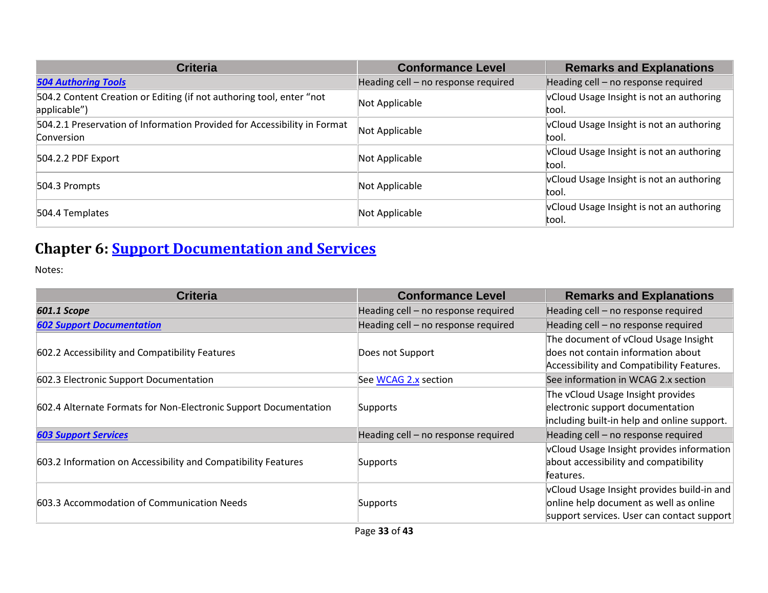| Criteria | Conformance Level | Remarks and Explanations |
|---|---|---|
| ***504 Authoring Tools*** | Heading cell – no response required | Heading cell – no response required |
| 504.2 Content Creation or Editing (if not authoring tool, enter "not applicable") | Not Applicable | vCloud Usage Insight is not an authoring tool. |
| 504.2.1 Preservation of Information Provided for Accessibility in Format Conversion | Not Applicable | vCloud Usage Insight is not an authoring tool. |
| 504.2.2 PDF Export | Not Applicable | vCloud Usage Insight is not an authoring tool. |
| 504.3 Prompts | Not Applicable | vCloud Usage Insight is not an authoring tool. |
| 504.4 Templates | Not Applicable | vCloud Usage Insight is not an authoring tool. |

## Chapter 6: Support Documentation and Services

Notes:

| Criteria | Conformance Level | Remarks and Explanations |
|---|---|---|
| ***601.1 Scope*** | Heading cell – no response required | Heading cell – no response required |
| ***602 Support Documentation*** | Heading cell – no response required | Heading cell – no response required |
| 602.2 Accessibility and Compatibility Features | Does not Support | The document of vCloud Usage Insight does not contain information about Accessibility and Compatibility Features. |
| 602.3 Electronic Support Documentation | See WCAG 2.x section | See information in WCAG 2.x section |
| 602.4 Alternate Formats for Non-Electronic Support Documentation | Supports | The vCloud Usage Insight provides electronic support documentation including built-in help and online support. |
| ***603 Support Services*** | Heading cell – no response required | Heading cell – no response required |
| 603.2 Information on Accessibility and Compatibility Features | Supports | vCloud Usage Insight provides information about accessibility and compatibility features. |
| 603.3 Accommodation of Communication Needs | Supports | vCloud Usage Insight provides build-in and online help document as well as online support services. User can contact support |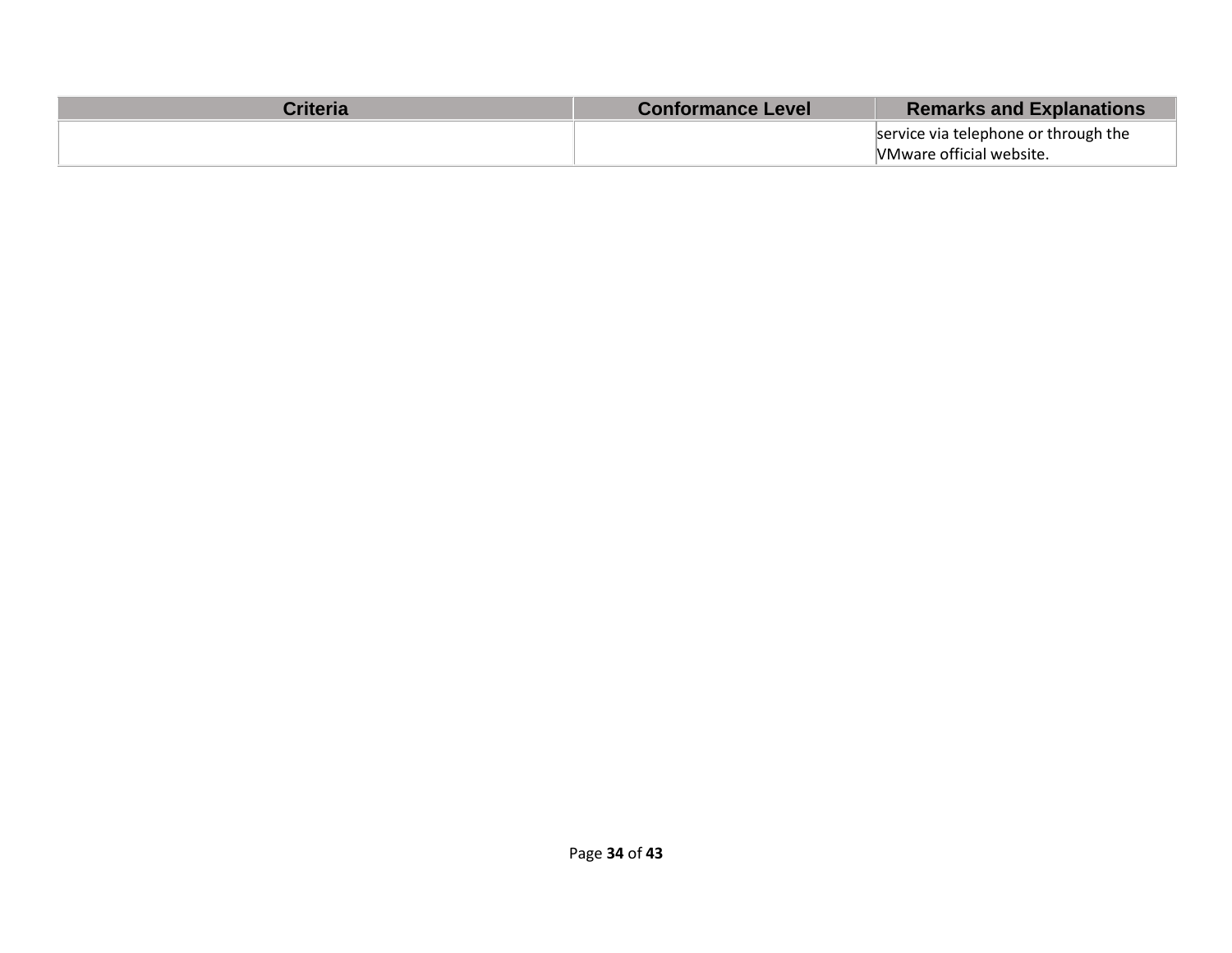| Criteria | Conformance Level | Remarks and Explanations |
| --- | --- | --- |
| | | service via telephone or through the VMware official website. |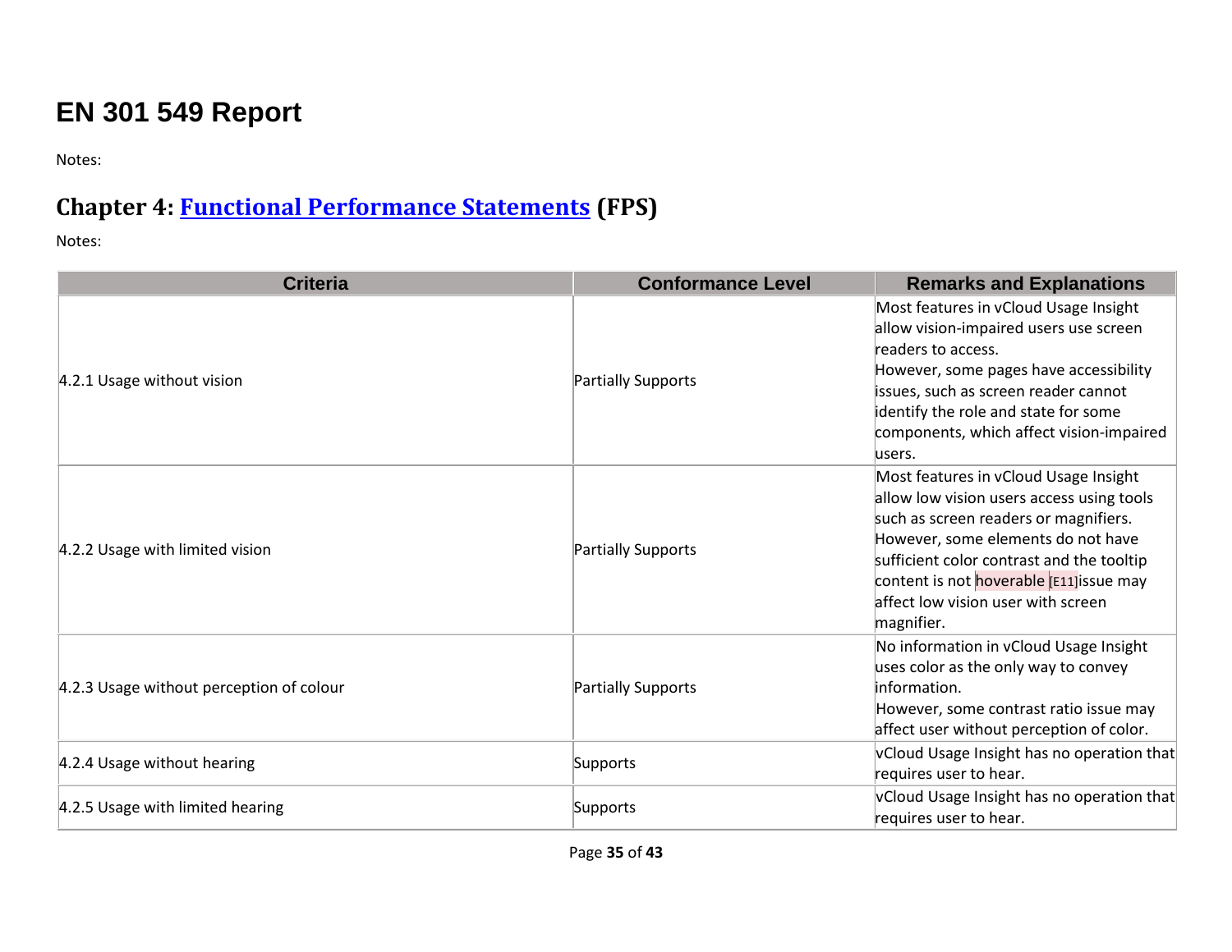# EN 301 549 Report

Notes:

## Chapter 4: Functional Performance Statements (FPS)

Notes:

| Criteria | Conformance Level | Remarks and Explanations |
|---|---|---|
| 4.2.1 Usage without vision | Partially Supports | Most features in vCloud Usage Insight allow vision-impaired users use screen readers to access.<br>However, some pages have accessibility issues, such as screen reader cannot identify the role and state for some components, which affect vision-impaired users. |
| 4.2.2 Usage with limited vision | Partially Supports | Most features in vCloud Usage Insight allow low vision users access using tools such as screen readers or magnifiers. However, some elements do not have sufficient color contrast and the tooltip content is not hoverable [E11]issue may affect low vision user with screen magnifier. |
| 4.2.3 Usage without perception of colour | Partially Supports | No information in vCloud Usage Insight uses color as the only way to convey information.<br>However, some contrast ratio issue may affect user without perception of color. |
| 4.2.4 Usage without hearing | Supports | vCloud Usage Insight has no operation that requires user to hear. |
| 4.2.5 Usage with limited hearing | Supports | vCloud Usage Insight has no operation that requires user to hear. |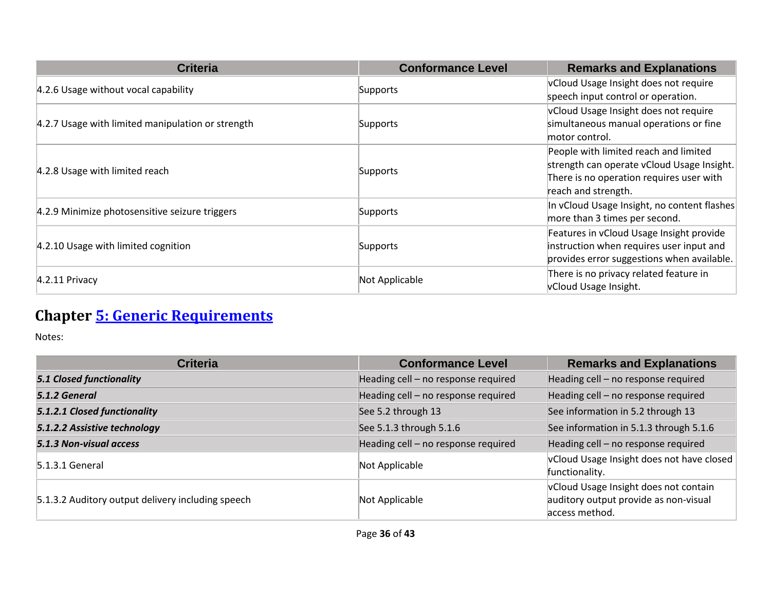| Criteria | Conformance Level | Remarks and Explanations |
| --- | --- | --- |
| 4.2.6 Usage without vocal capability | Supports | vCloud Usage Insight does not require speech input control or operation. |
| 4.2.7 Usage with limited manipulation or strength | Supports | vCloud Usage Insight does not require simultaneous manual operations or fine motor control. |
| 4.2.8 Usage with limited reach | Supports | People with limited reach and limited strength can operate vCloud Usage Insight. There is no operation requires user with reach and strength. |
| 4.2.9 Minimize photosensitive seizure triggers | Supports | In vCloud Usage Insight, no content flashes more than 3 times per second. |
| 4.2.10 Usage with limited cognition | Supports | Features in vCloud Usage Insight provide instruction when requires user input and provides error suggestions when available. |
| 4.2.11 Privacy | Not Applicable | There is no privacy related feature in vCloud Usage Insight. |

## Chapter 5: Generic Requirements

Notes:

| Criteria | Conformance Level | Remarks and Explanations |
| --- | --- | --- |
| ***5.1 Closed functionality*** | Heading cell – no response required | Heading cell – no response required |
| ***5.1.2 General*** | Heading cell – no response required | Heading cell – no response required |
| ***5.1.2.1 Closed functionality*** | See 5.2 through 13 | See information in 5.2 through 13 |
| ***5.1.2.2 Assistive technology*** | See 5.1.3 through 5.1.6 | See information in 5.1.3 through 5.1.6 |
| ***5.1.3 Non-visual access*** | Heading cell – no response required | Heading cell – no response required |
| 5.1.3.1 General | Not Applicable | vCloud Usage Insight does not have closed functionality. |
| 5.1.3.2 Auditory output delivery including speech | Not Applicable | vCloud Usage Insight does not contain auditory output provide as non-visual access method. |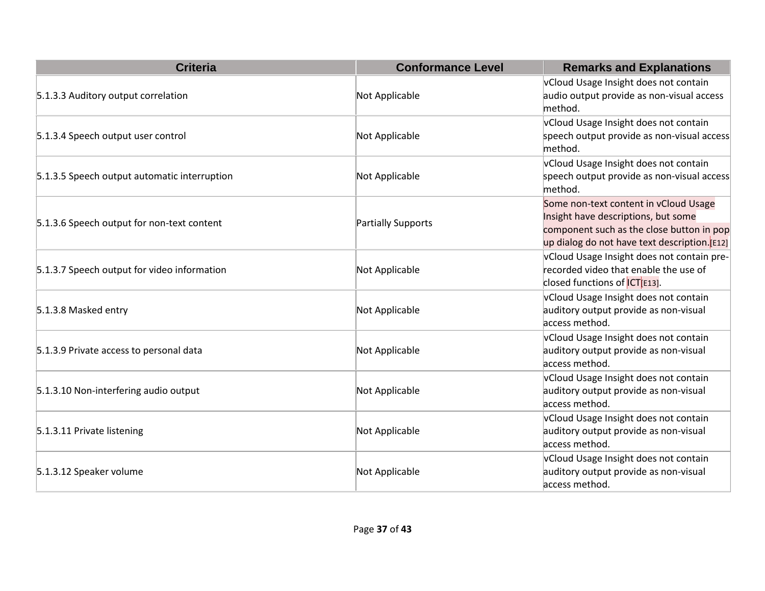| Criteria | Conformance Level | Remarks and Explanations |
| --- | --- | --- |
| 5.1.3.3 Auditory output correlation | Not Applicable | vCloud Usage Insight does not contain audio output provide as non-visual access method. |
| 5.1.3.4 Speech output user control | Not Applicable | vCloud Usage Insight does not contain speech output provide as non-visual access method. |
| 5.1.3.5 Speech output automatic interruption | Not Applicable | vCloud Usage Insight does not contain speech output provide as non-visual access method. |
| 5.1.3.6 Speech output for non-text content | Partially Supports | Some non-text content in vCloud Usage Insight have descriptions, but some component such as the close button in pop up dialog do not have text description.[E12] |
| 5.1.3.7 Speech output for video information | Not Applicable | vCloud Usage Insight does not contain pre-recorded video that enable the use of closed functions of ICT[E13]. |
| 5.1.3.8 Masked entry | Not Applicable | vCloud Usage Insight does not contain auditory output provide as non-visual access method. |
| 5.1.3.9 Private access to personal data | Not Applicable | vCloud Usage Insight does not contain auditory output provide as non-visual access method. |
| 5.1.3.10 Non-interfering audio output | Not Applicable | vCloud Usage Insight does not contain auditory output provide as non-visual access method. |
| 5.1.3.11 Private listening | Not Applicable | vCloud Usage Insight does not contain auditory output provide as non-visual access method. |
| 5.1.3.12 Speaker volume | Not Applicable | vCloud Usage Insight does not contain auditory output provide as non-visual access method. |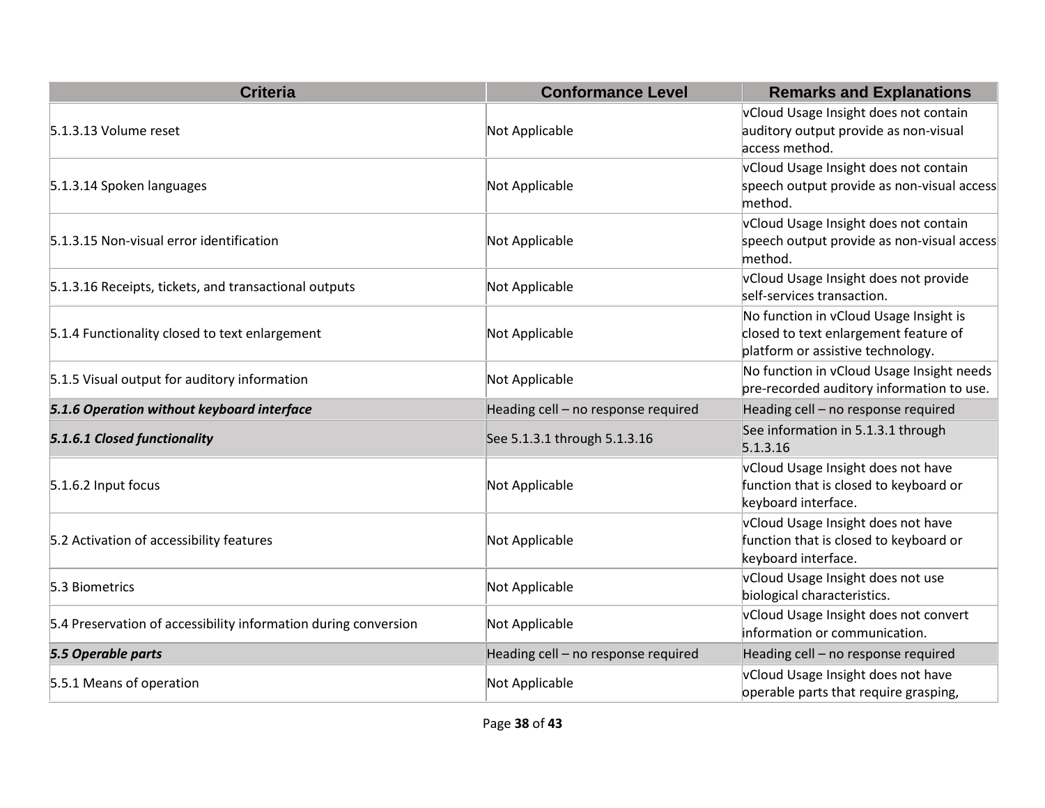| Criteria | Conformance Level | Remarks and Explanations |
| --- | --- | --- |
| 5.1.3.13 Volume reset | Not Applicable | vCloud Usage Insight does not contain auditory output provide as non-visual access method. |
| 5.1.3.14 Spoken languages | Not Applicable | vCloud Usage Insight does not contain speech output provide as non-visual access method. |
| 5.1.3.15 Non-visual error identification | Not Applicable | vCloud Usage Insight does not contain speech output provide as non-visual access method. |
| 5.1.3.16 Receipts, tickets, and transactional outputs | Not Applicable | vCloud Usage Insight does not provide self-services transaction. |
| 5.1.4 Functionality closed to text enlargement | Not Applicable | No function in vCloud Usage Insight is closed to text enlargement feature of platform or assistive technology. |
| 5.1.5 Visual output for auditory information | Not Applicable | No function in vCloud Usage Insight needs pre-recorded auditory information to use. |
| ***5.1.6 Operation without keyboard interface*** | Heading cell – no response required | Heading cell – no response required |
| ***5.1.6.1 Closed functionality*** | See 5.1.3.1 through 5.1.3.16 | See information in 5.1.3.1 through 5.1.3.16 |
| 5.1.6.2 Input focus | Not Applicable | vCloud Usage Insight does not have function that is closed to keyboard or keyboard interface. |
| 5.2 Activation of accessibility features | Not Applicable | vCloud Usage Insight does not have function that is closed to keyboard or keyboard interface. |
| 5.3 Biometrics | Not Applicable | vCloud Usage Insight does not use biological characteristics. |
| 5.4 Preservation of accessibility information during conversion | Not Applicable | vCloud Usage Insight does not convert information or communication. |
| ***5.5 Operable parts*** | Heading cell – no response required | Heading cell – no response required |
| 5.5.1 Means of operation | Not Applicable | vCloud Usage Insight does not have operable parts that require grasping, |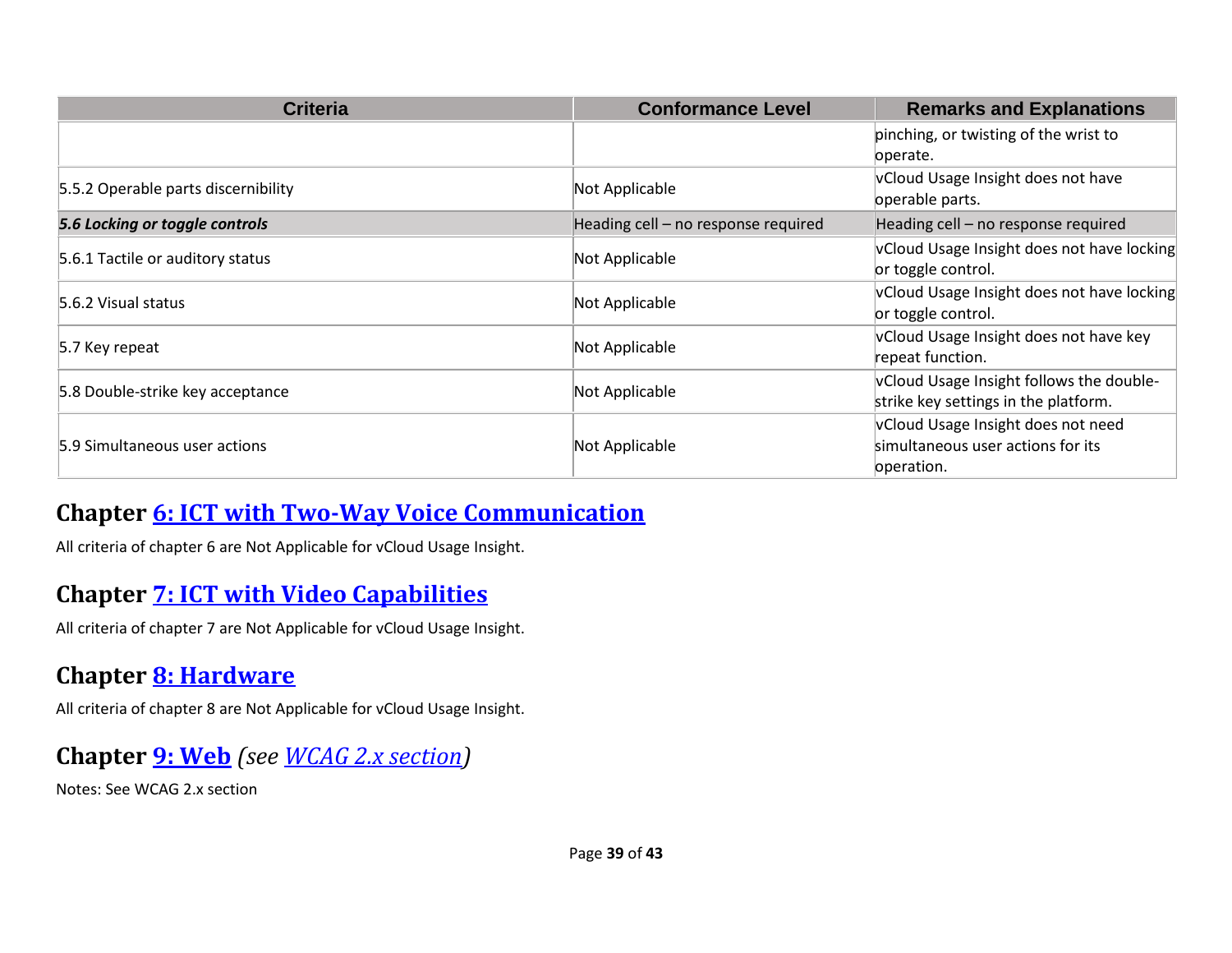| Criteria | Conformance Level | Remarks and Explanations |
| --- | --- | --- |
| | | pinching, or twisting of the wrist to operate. |
| 5.5.2 Operable parts discernibility | Not Applicable | vCloud Usage Insight does not have operable parts. |
| ***5.6 Locking or toggle controls*** | Heading cell – no response required | Heading cell – no response required |
| 5.6.1 Tactile or auditory status | Not Applicable | vCloud Usage Insight does not have locking or toggle control. |
| 5.6.2 Visual status | Not Applicable | vCloud Usage Insight does not have locking or toggle control. |
| 5.7 Key repeat | Not Applicable | vCloud Usage Insight does not have key repeat function. |
| 5.8 Double-strike key acceptance | Not Applicable | vCloud Usage Insight follows the double-strike key settings in the platform. |
| 5.9 Simultaneous user actions | Not Applicable | vCloud Usage Insight does not need simultaneous user actions for its operation. |

## Chapter 6: ICT with Two-Way Voice Communication

All criteria of chapter 6 are Not Applicable for vCloud Usage Insight.

## Chapter 7: ICT with Video Capabilities

All criteria of chapter 7 are Not Applicable for vCloud Usage Insight.

## Chapter 8: Hardware

All criteria of chapter 8 are Not Applicable for vCloud Usage Insight.

## Chapter 9: Web *(see WCAG 2.x section)*

Notes: See WCAG 2.x section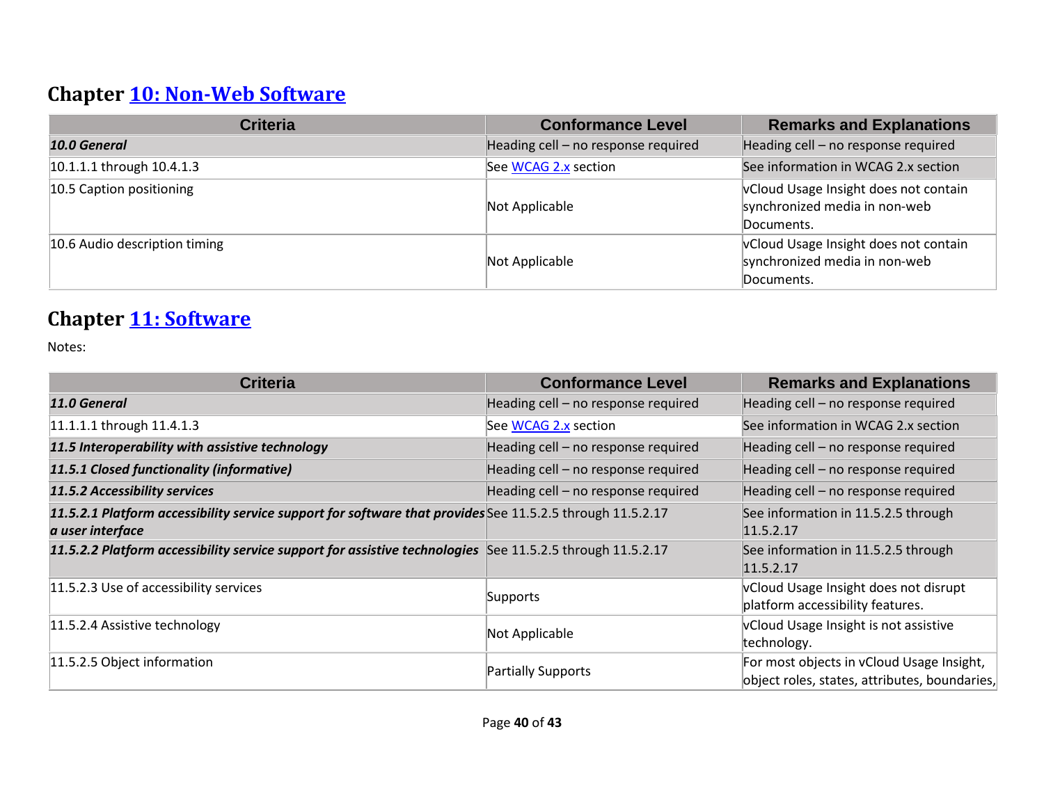## Chapter [10: Non-Web Software]

| Criteria | Conformance Level | Remarks and Explanations |
|---|---|---|
| ***10.0 General*** | Heading cell – no response required | Heading cell – no response required |
| 10.1.1.1 through 10.4.1.3 | See [WCAG 2.x] section | See information in WCAG 2.x section |
| 10.5 Caption positioning | Not Applicable | vCloud Usage Insight does not contain synchronized media in non-web Documents. |
| 10.6 Audio description timing | Not Applicable | vCloud Usage Insight does not contain synchronized media in non-web Documents. |

## Chapter [11: Software]

Notes:

| Criteria | Conformance Level | Remarks and Explanations |
|---|---|---|
| ***11.0 General*** | Heading cell – no response required | Heading cell – no response required |
| 11.1.1.1 through 11.4.1.3 | See [WCAG 2.x] section | See information in WCAG 2.x section |
| ***11.5 Interoperability with assistive technology*** | Heading cell – no response required | Heading cell – no response required |
| ***11.5.1 Closed functionality (informative)*** | Heading cell – no response required | Heading cell – no response required |
| ***11.5.2 Accessibility services*** | Heading cell – no response required | Heading cell – no response required |
| ***11.5.2.1 Platform accessibility service support for software that provides a user interface*** | See 11.5.2.5 through 11.5.2.17 | See information in 11.5.2.5 through 11.5.2.17 |
| ***11.5.2.2 Platform accessibility service support for assistive technologies*** | See 11.5.2.5 through 11.5.2.17 | See information in 11.5.2.5 through 11.5.2.17 |
| 11.5.2.3 Use of accessibility services | Supports | vCloud Usage Insight does not disrupt platform accessibility features. |
| 11.5.2.4 Assistive technology | Not Applicable | vCloud Usage Insight is not assistive technology. |
| 11.5.2.5 Object information | Partially Supports | For most objects in vCloud Usage Insight, object roles, states, attributes, boundaries, |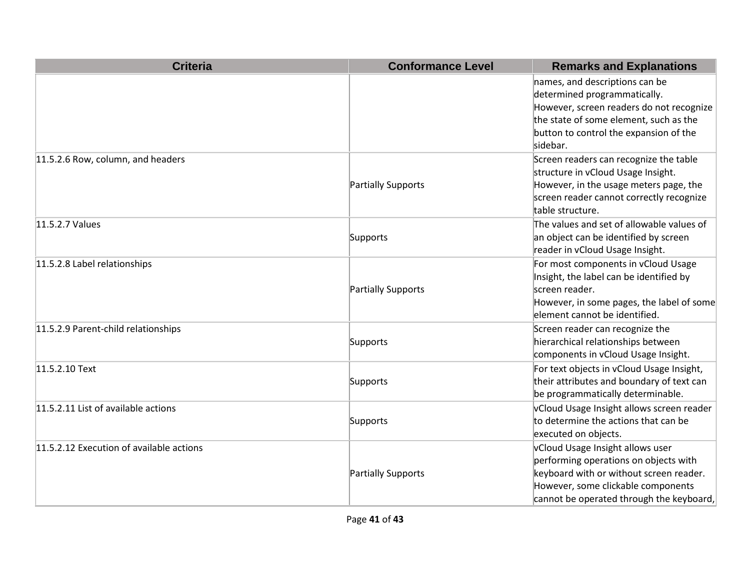| Criteria | Conformance Level | Remarks and Explanations |
| --- | --- | --- |
| | | names, and descriptions can be determined programmatically.<br>However, screen readers do not recognize the state of some element, such as the button to control the expansion of the sidebar. |
| 11.5.2.6 Row, column, and headers | Partially Supports | Screen readers can recognize the table structure in vCloud Usage Insight.<br>However, in the usage meters page, the screen reader cannot correctly recognize table structure. |
| 11.5.2.7 Values | Supports | The values and set of allowable values of an object can be identified by screen reader in vCloud Usage Insight. |
| 11.5.2.8 Label relationships | Partially Supports | For most components in vCloud Usage Insight, the label can be identified by screen reader.<br>However, in some pages, the label of some element cannot be identified. |
| 11.5.2.9 Parent-child relationships | Supports | Screen reader can recognize the hierarchical relationships between components in vCloud Usage Insight. |
| 11.5.2.10 Text | Supports | For text objects in vCloud Usage Insight, their attributes and boundary of text can be programmatically determinable. |
| 11.5.2.11 List of available actions | Supports | vCloud Usage Insight allows screen reader to determine the actions that can be executed on objects. |
| 11.5.2.12 Execution of available actions | Partially Supports | vCloud Usage Insight allows user performing operations on objects with keyboard with or without screen reader.<br>However, some clickable components cannot be operated through the keyboard, |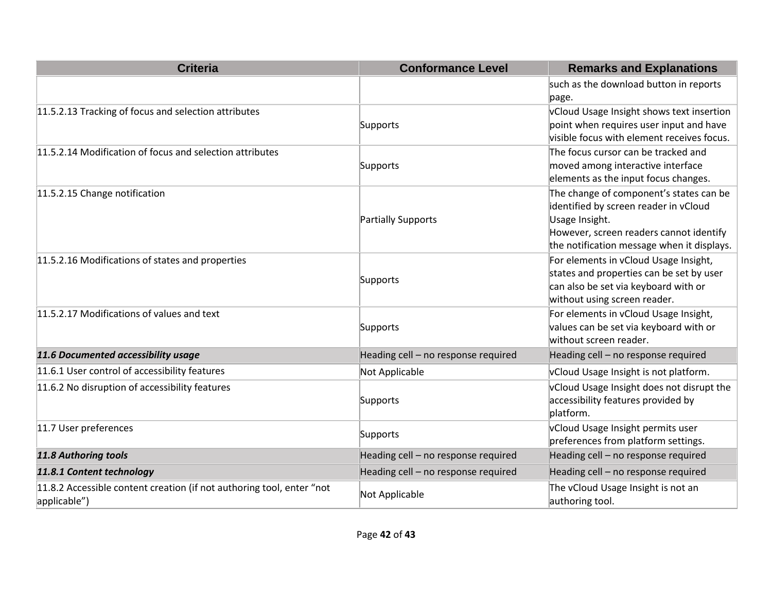| Criteria | Conformance Level | Remarks and Explanations |
|---|---|---|
| | | such as the download button in reports page. |
| 11.5.2.13 Tracking of focus and selection attributes | Supports | vCloud Usage Insight shows text insertion point when requires user input and have visible focus with element receives focus. |
| 11.5.2.14 Modification of focus and selection attributes | Supports | The focus cursor can be tracked and moved among interactive interface elements as the input focus changes. |
| 11.5.2.15 Change notification | Partially Supports | The change of component's states can be identified by screen reader in vCloud Usage Insight.<br>However, screen readers cannot identify the notification message when it displays. |
| 11.5.2.16 Modifications of states and properties | Supports | For elements in vCloud Usage Insight, states and properties can be set by user can also be set via keyboard with or without using screen reader. |
| 11.5.2.17 Modifications of values and text | Supports | For elements in vCloud Usage Insight, values can be set via keyboard with or without screen reader. |
| ***11.6 Documented accessibility usage*** | Heading cell – no response required | Heading cell – no response required |
| 11.6.1 User control of accessibility features | Not Applicable | vCloud Usage Insight is not platform. |
| 11.6.2 No disruption of accessibility features | Supports | vCloud Usage Insight does not disrupt the accessibility features provided by platform. |
| 11.7 User preferences | Supports | vCloud Usage Insight permits user preferences from platform settings. |
| ***11.8 Authoring tools*** | Heading cell – no response required | Heading cell – no response required |
| ***11.8.1 Content technology*** | Heading cell – no response required | Heading cell – no response required |
| 11.8.2 Accessible content creation (if not authoring tool, enter "not applicable") | Not Applicable | The vCloud Usage Insight is not an authoring tool. |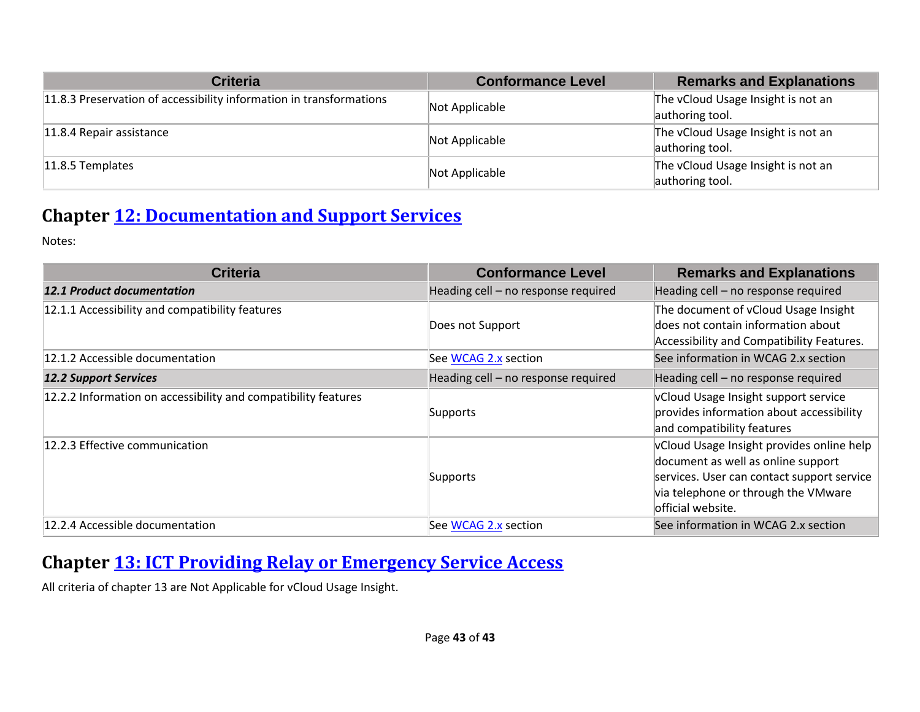| Criteria | Conformance Level | Remarks and Explanations |
| --- | --- | --- |
| 11.8.3 Preservation of accessibility information in transformations | Not Applicable | The vCloud Usage Insight is not an authoring tool. |
| 11.8.4 Repair assistance | Not Applicable | The vCloud Usage Insight is not an authoring tool. |
| 11.8.5 Templates | Not Applicable | The vCloud Usage Insight is not an authoring tool. |

## Chapter [12: Documentation and Support Services]

Notes:

| Criteria | Conformance Level | Remarks and Explanations |
| --- | --- | --- |
| ***12.1 Product documentation*** | Heading cell – no response required | Heading cell – no response required |
| 12.1.1 Accessibility and compatibility features | Does not Support | The document of vCloud Usage Insight does not contain information about Accessibility and Compatibility Features. |
| 12.1.2 Accessible documentation | See [WCAG 2.x] section | See information in WCAG 2.x section |
| ***12.2 Support Services*** | Heading cell – no response required | Heading cell – no response required |
| 12.2.2 Information on accessibility and compatibility features | Supports | vCloud Usage Insight support service provides information about accessibility and compatibility features |
| 12.2.3 Effective communication | Supports | vCloud Usage Insight provides online help document as well as online support services. User can contact support service via telephone or through the VMware official website. |
| 12.2.4 Accessible documentation | See [WCAG 2.x] section | See information in WCAG 2.x section |

## Chapter [13: ICT Providing Relay or Emergency Service Access]

All criteria of chapter 13 are Not Applicable for vCloud Usage Insight.